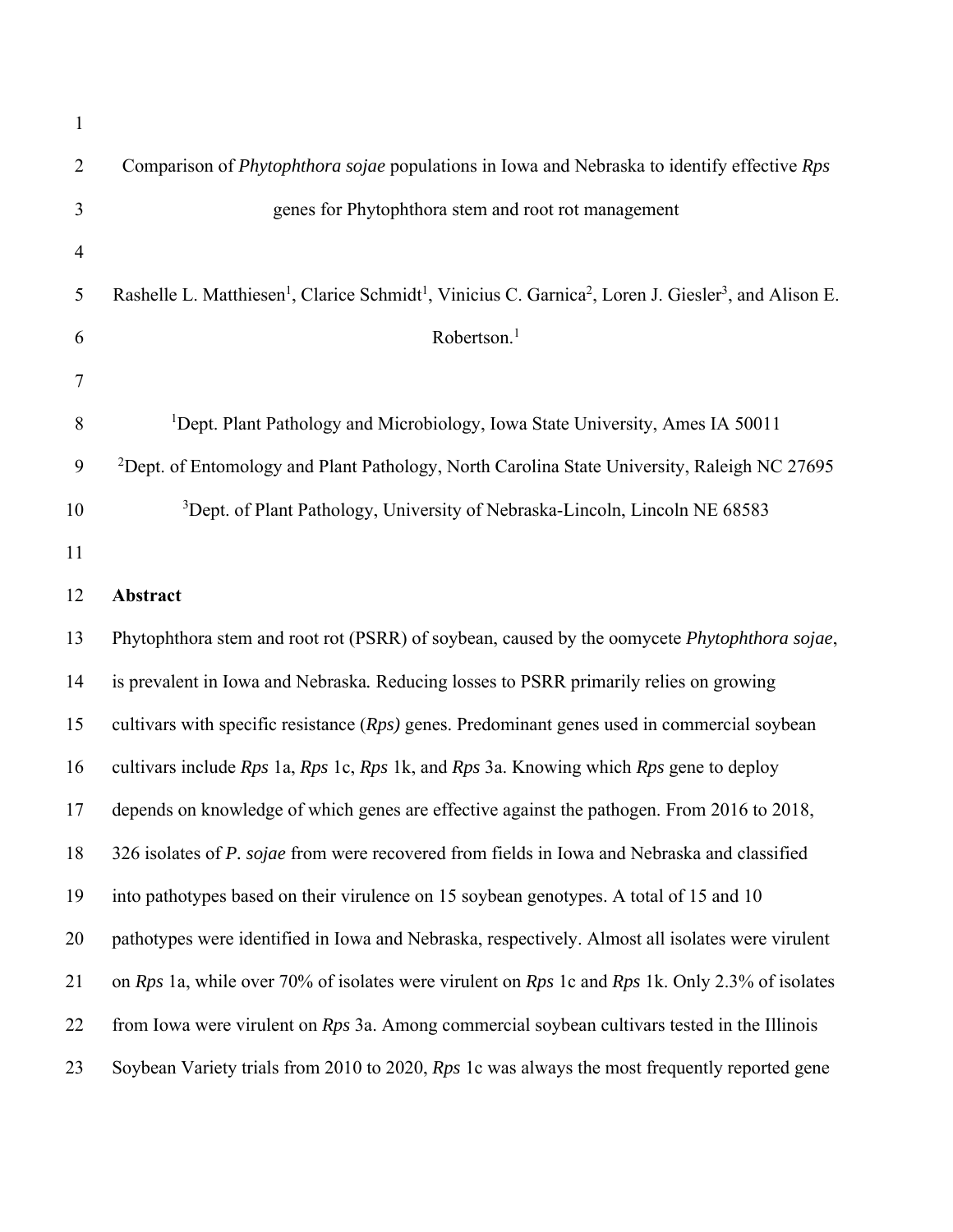# Comparison of *Phytophthora sojae* populations in Iowa and Nebraska to identify effective *Rps* genes for Phytophthora stem and root rot management

Rashelle L. Matthiesen[1], Clarice Schmidt[1], Vinicius C. Garnica[2], Loren J. Giesler[3], and Alison E. Robertson.[1]

[1]Dept. Plant Pathology and Microbiology, Iowa State University, Ames IA 50011

[2]Dept. of Entomology and Plant Pathology, North Carolina State University, Raleigh NC 27695

[3]Dept. of Plant Pathology, University of Nebraska-Lincoln, Lincoln NE 68583

## Abstract

Phytophthora stem and root rot (PSRR) of soybean, caused by the oomycete *Phytophthora sojae*, is prevalent in Iowa and Nebraska. Reducing losses to PSRR primarily relies on growing cultivars with specific resistance (*Rps)* genes. Predominant genes used in commercial soybean cultivars include *Rps* 1a, *Rps* 1c, *Rps* 1k, and *Rps* 3a. Knowing which *Rps* gene to deploy depends on knowledge of which genes are effective against the pathogen. From 2016 to 2018, 326 isolates of *P. sojae* from were recovered from fields in Iowa and Nebraska and classified into pathotypes based on their virulence on 15 soybean genotypes. A total of 15 and 10 pathotypes were identified in Iowa and Nebraska, respectively. Almost all isolates were virulent on *Rps* 1a, while over 70% of isolates were virulent on *Rps* 1c and *Rps* 1k. Only 2.3% of isolates from Iowa were virulent on *Rps* 3a. Among commercial soybean cultivars tested in the Illinois Soybean Variety trials from 2010 to 2020, *Rps* 1c was always the most frequently reported gene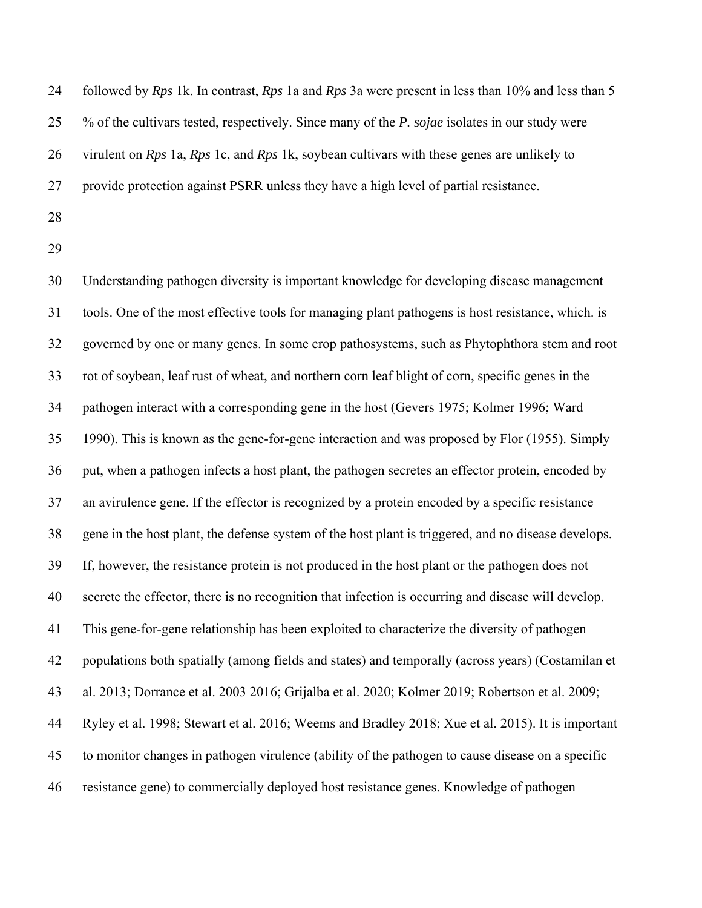followed by *Rps* 1k. In contrast, *Rps* 1a and *Rps* 3a were present in less than 10% and less than 5 % of the cultivars tested, respectively. Since many of the *P. sojae* isolates in our study were virulent on *Rps* 1a, *Rps* 1c, and *Rps* 1k, soybean cultivars with these genes are unlikely to provide protection against PSRR unless they have a high level of partial resistance.

Understanding pathogen diversity is important knowledge for developing disease management tools. One of the most effective tools for managing plant pathogens is host resistance, which. is governed by one or many genes. In some crop pathosystems, such as Phytophthora stem and root rot of soybean, leaf rust of wheat, and northern corn leaf blight of corn, specific genes in the pathogen interact with a corresponding gene in the host (Gevers 1975; Kolmer 1996; Ward 1990). This is known as the gene-for-gene interaction and was proposed by Flor (1955). Simply put, when a pathogen infects a host plant, the pathogen secretes an effector protein, encoded by an avirulence gene. If the effector is recognized by a protein encoded by a specific resistance gene in the host plant, the defense system of the host plant is triggered, and no disease develops. If, however, the resistance protein is not produced in the host plant or the pathogen does not secrete the effector, there is no recognition that infection is occurring and disease will develop. This gene-for-gene relationship has been exploited to characterize the diversity of pathogen populations both spatially (among fields and states) and temporally (across years) (Costamilan et al. 2013; Dorrance et al. 2003 2016; Grijalba et al. 2020; Kolmer 2019; Robertson et al. 2009; Ryley et al. 1998; Stewart et al. 2016; Weems and Bradley 2018; Xue et al. 2015). It is important to monitor changes in pathogen virulence (ability of the pathogen to cause disease on a specific resistance gene) to commercially deployed host resistance genes. Knowledge of pathogen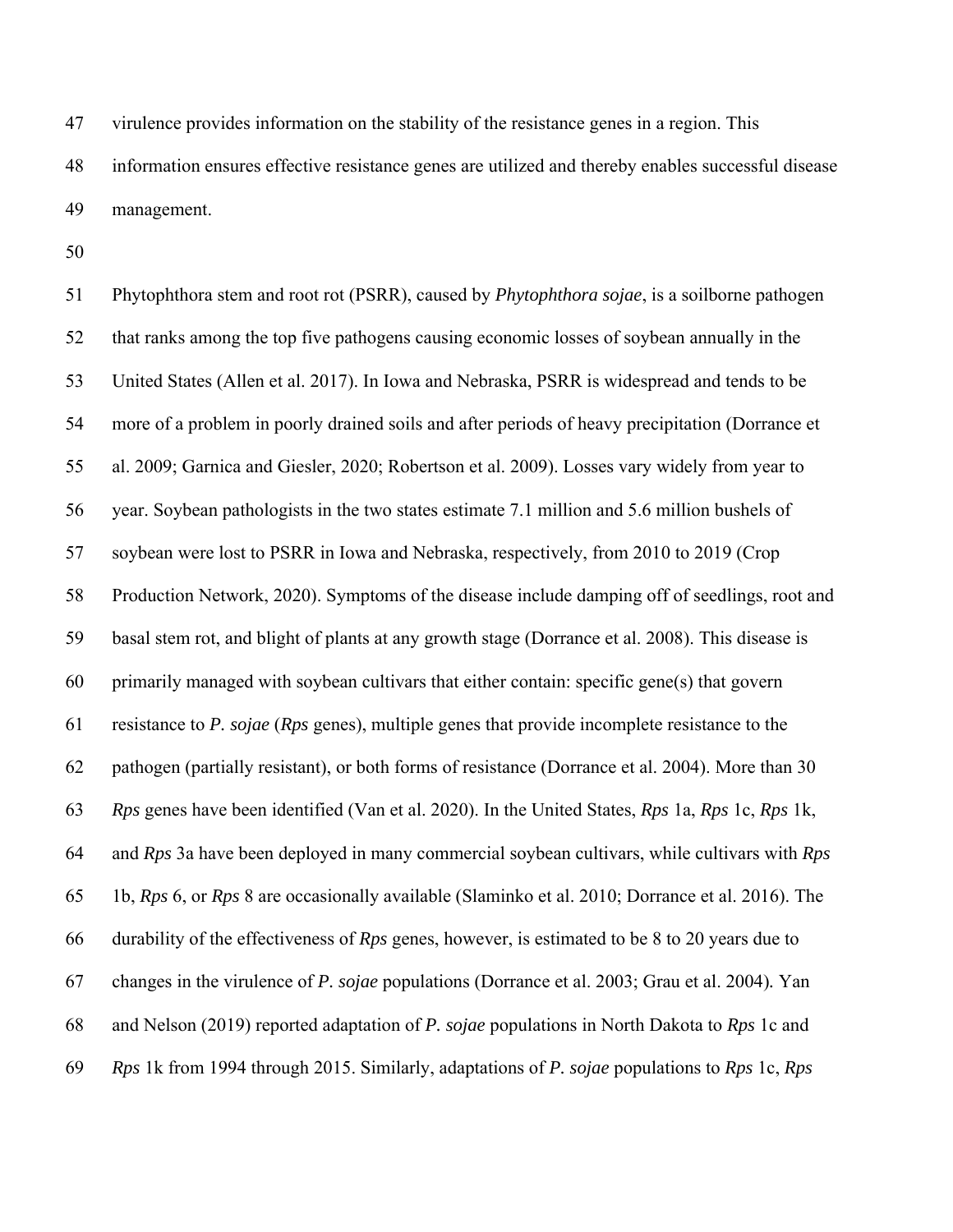virulence provides information on the stability of the resistance genes in a region. This information ensures effective resistance genes are utilized and thereby enables successful disease management.

Phytophthora stem and root rot (PSRR), caused by *Phytophthora sojae*, is a soilborne pathogen that ranks among the top five pathogens causing economic losses of soybean annually in the United States (Allen et al. 2017). In Iowa and Nebraska, PSRR is widespread and tends to be more of a problem in poorly drained soils and after periods of heavy precipitation (Dorrance et al. 2009; Garnica and Giesler, 2020; Robertson et al. 2009). Losses vary widely from year to year. Soybean pathologists in the two states estimate 7.1 million and 5.6 million bushels of soybean were lost to PSRR in Iowa and Nebraska, respectively, from 2010 to 2019 (Crop Production Network, 2020). Symptoms of the disease include damping off of seedlings, root and basal stem rot, and blight of plants at any growth stage (Dorrance et al. 2008). This disease is primarily managed with soybean cultivars that either contain: specific gene(s) that govern resistance to *P. sojae* (*Rps* genes), multiple genes that provide incomplete resistance to the pathogen (partially resistant), or both forms of resistance (Dorrance et al. 2004). More than 30 *Rps* genes have been identified (Van et al. 2020). In the United States, *Rps* 1a, *Rps* 1c, *Rps* 1k, and *Rps* 3a have been deployed in many commercial soybean cultivars, while cultivars with *Rps* 1b, *Rps* 6, or *Rps* 8 are occasionally available (Slaminko et al. 2010; Dorrance et al. 2016). The durability of the effectiveness of *Rps* genes, however, is estimated to be 8 to 20 years due to changes in the virulence of *P. sojae* populations (Dorrance et al. 2003; Grau et al. 2004). Yan and Nelson (2019) reported adaptation of *P. sojae* populations in North Dakota to *Rps* 1c and *Rps* 1k from 1994 through 2015. Similarly, adaptations of *P. sojae* populations to *Rps* 1c, *Rps*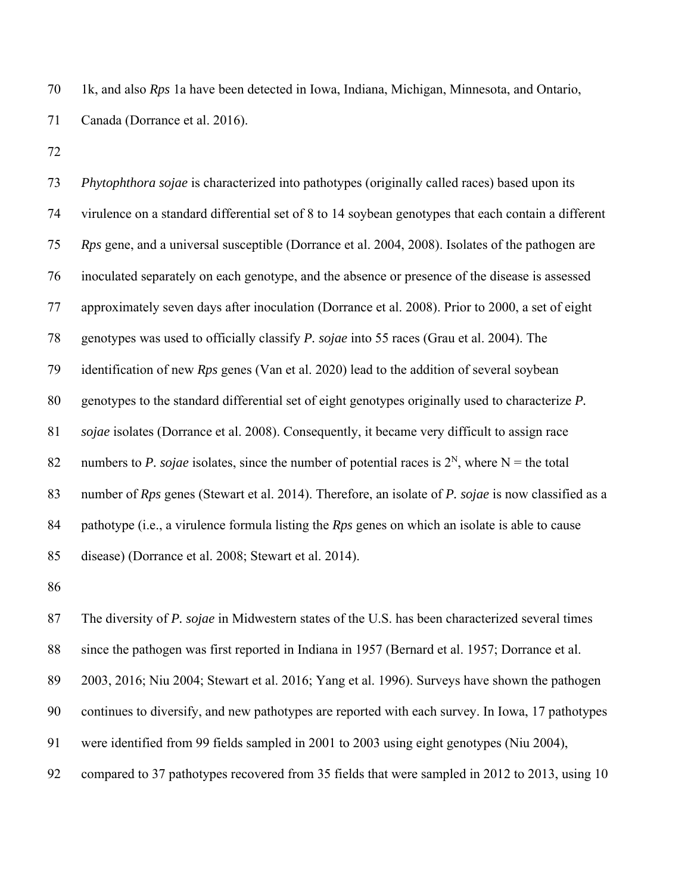1k, and also *Rps* 1a have been detected in Iowa, Indiana, Michigan, Minnesota, and Ontario, Canada (Dorrance et al. 2016).

*Phytophthora sojae* is characterized into pathotypes (originally called races) based upon its virulence on a standard differential set of 8 to 14 soybean genotypes that each contain a different *Rps* gene, and a universal susceptible (Dorrance et al. 2004, 2008). Isolates of the pathogen are inoculated separately on each genotype, and the absence or presence of the disease is assessed approximately seven days after inoculation (Dorrance et al. 2008). Prior to 2000, a set of eight genotypes was used to officially classify *P. sojae* into 55 races (Grau et al. 2004). The identification of new *Rps* genes (Van et al. 2020) lead to the addition of several soybean genotypes to the standard differential set of eight genotypes originally used to characterize *P. sojae* isolates (Dorrance et al. 2008). Consequently, it became very difficult to assign race numbers to *P. sojae* isolates, since the number of potential races is $2^N$, where N = the total number of *Rps* genes (Stewart et al. 2014). Therefore, an isolate of *P. sojae* is now classified as a pathotype (i.e., a virulence formula listing the *Rps* genes on which an isolate is able to cause disease) (Dorrance et al. 2008; Stewart et al. 2014).

The diversity of *P. sojae* in Midwestern states of the U.S. has been characterized several times since the pathogen was first reported in Indiana in 1957 (Bernard et al. 1957; Dorrance et al. 2003, 2016; Niu 2004; Stewart et al. 2016; Yang et al. 1996). Surveys have shown the pathogen continues to diversify, and new pathotypes are reported with each survey. In Iowa, 17 pathotypes were identified from 99 fields sampled in 2001 to 2003 using eight genotypes (Niu 2004), compared to 37 pathotypes recovered from 35 fields that were sampled in 2012 to 2013, using 10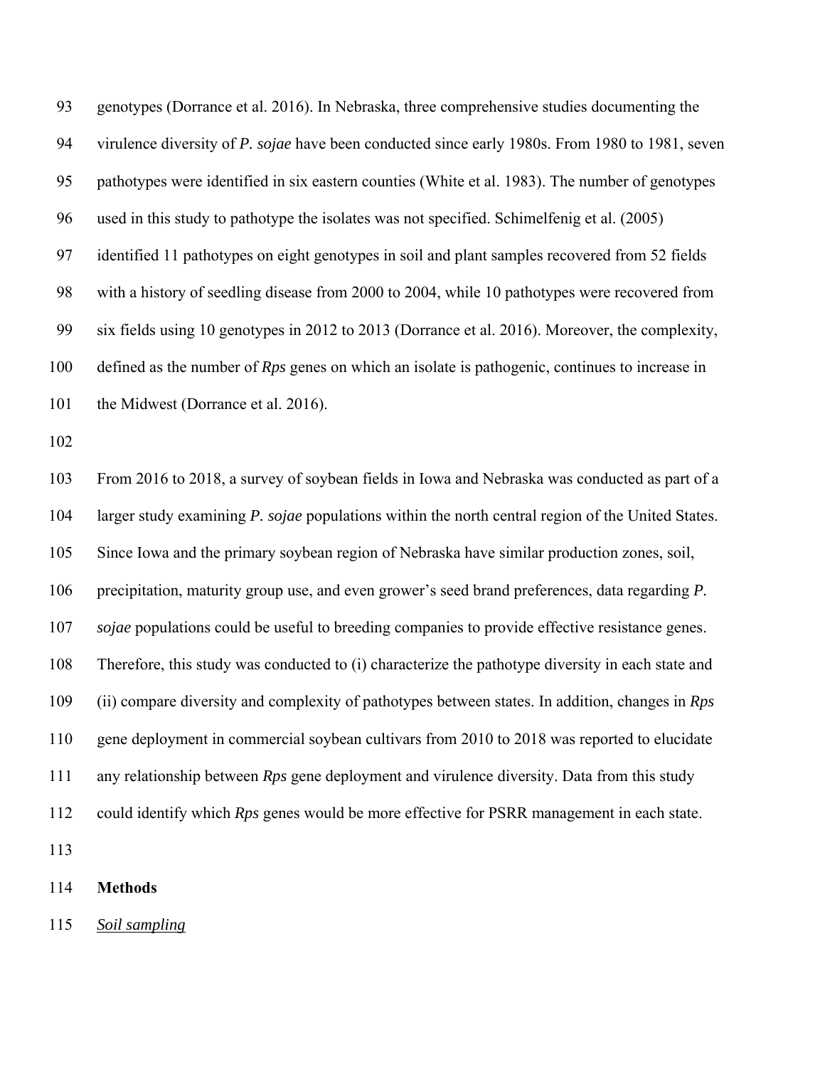genotypes (Dorrance et al. 2016). In Nebraska, three comprehensive studies documenting the virulence diversity of *P. sojae* have been conducted since early 1980s. From 1980 to 1981, seven pathotypes were identified in six eastern counties (White et al. 1983). The number of genotypes used in this study to pathotype the isolates was not specified. Schimelfenig et al. (2005) identified 11 pathotypes on eight genotypes in soil and plant samples recovered from 52 fields with a history of seedling disease from 2000 to 2004, while 10 pathotypes were recovered from six fields using 10 genotypes in 2012 to 2013 (Dorrance et al. 2016). Moreover, the complexity, defined as the number of *Rps* genes on which an isolate is pathogenic, continues to increase in the Midwest (Dorrance et al. 2016).

From 2016 to 2018, a survey of soybean fields in Iowa and Nebraska was conducted as part of a larger study examining *P. sojae* populations within the north central region of the United States. Since Iowa and the primary soybean region of Nebraska have similar production zones, soil, precipitation, maturity group use, and even grower's seed brand preferences, data regarding *P. sojae* populations could be useful to breeding companies to provide effective resistance genes. Therefore, this study was conducted to (i) characterize the pathotype diversity in each state and (ii) compare diversity and complexity of pathotypes between states. In addition, changes in *Rps* gene deployment in commercial soybean cultivars from 2010 to 2018 was reported to elucidate any relationship between *Rps* gene deployment and virulence diversity. Data from this study could identify which *Rps* genes would be more effective for PSRR management in each state.

## Methods

### *Soil sampling*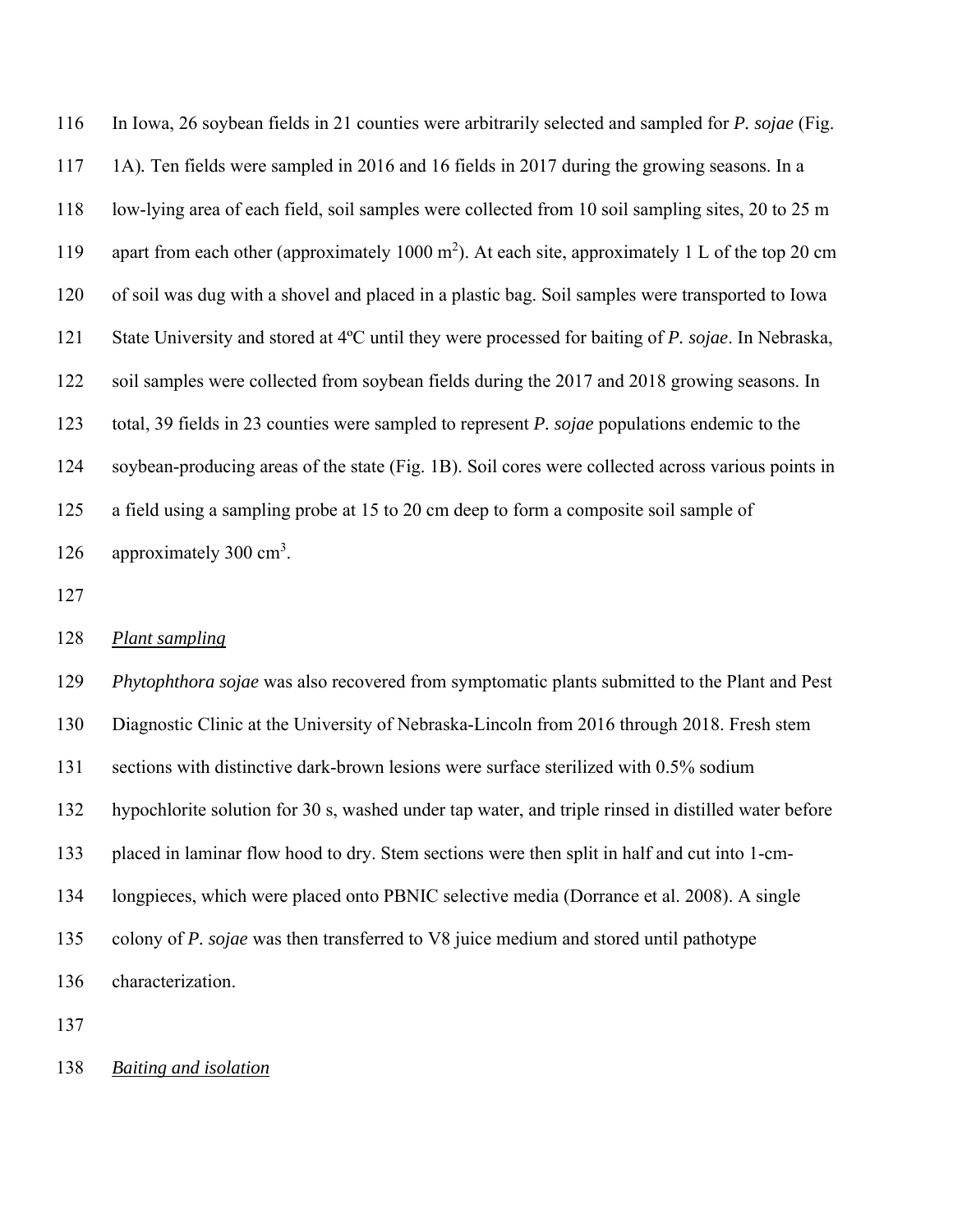In Iowa, 26 soybean fields in 21 counties were arbitrarily selected and sampled for *P. sojae* (Fig. 1A). Ten fields were sampled in 2016 and 16 fields in 2017 during the growing seasons. In a low-lying area of each field, soil samples were collected from 10 soil sampling sites, 20 to 25 m apart from each other (approximately 1000 $m^2$). At each site, approximately 1 L of the top 20 cm of soil was dug with a shovel and placed in a plastic bag. Soil samples were transported to Iowa State University and stored at 4ºC until they were processed for baiting of *P. sojae*. In Nebraska, soil samples were collected from soybean fields during the 2017 and 2018 growing seasons. In total, 39 fields in 23 counties were sampled to represent *P. sojae* populations endemic to the soybean-producing areas of the state (Fig. 1B). Soil cores were collected across various points in a field using a sampling probe at 15 to 20 cm deep to form a composite soil sample of approximately 300 $cm^3$.

*Plant sampling*

*Phytophthora sojae* was also recovered from symptomatic plants submitted to the Plant and Pest Diagnostic Clinic at the University of Nebraska-Lincoln from 2016 through 2018. Fresh stem sections with distinctive dark-brown lesions were surface sterilized with 0.5% sodium hypochlorite solution for 30 s, washed under tap water, and triple rinsed in distilled water before placed in laminar flow hood to dry. Stem sections were then split in half and cut into 1-cm-longpieces, which were placed onto PBNIC selective media (Dorrance et al. 2008). A single colony of *P. sojae* was then transferred to V8 juice medium and stored until pathotype characterization.

*Baiting and isolation*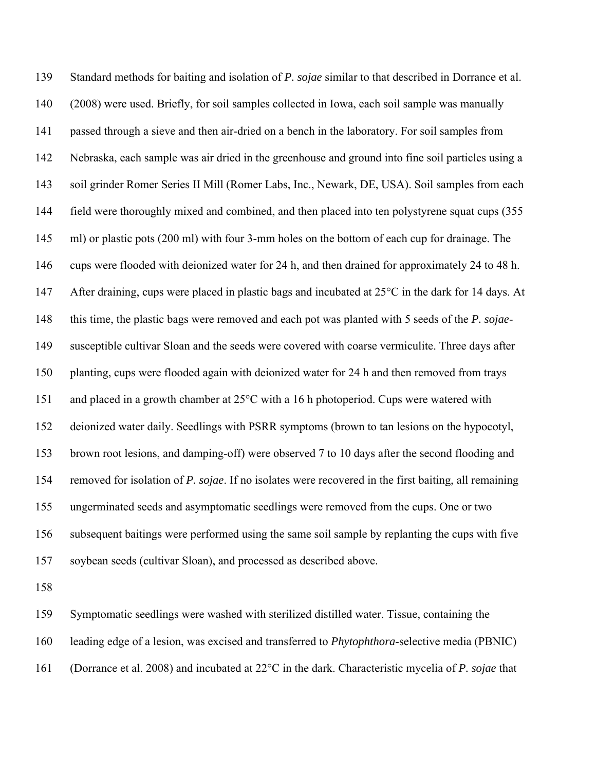Standard methods for baiting and isolation of *P. sojae* similar to that described in Dorrance et al. (2008) were used. Briefly, for soil samples collected in Iowa, each soil sample was manually passed through a sieve and then air-dried on a bench in the laboratory. For soil samples from Nebraska, each sample was air dried in the greenhouse and ground into fine soil particles using a soil grinder Romer Series II Mill (Romer Labs, Inc., Newark, DE, USA). Soil samples from each field were thoroughly mixed and combined, and then placed into ten polystyrene squat cups (355 ml) or plastic pots (200 ml) with four 3-mm holes on the bottom of each cup for drainage. The cups were flooded with deionized water for 24 h, and then drained for approximately 24 to 48 h. After draining, cups were placed in plastic bags and incubated at 25°C in the dark for 14 days. At this time, the plastic bags were removed and each pot was planted with 5 seeds of the *P. sojae*-susceptible cultivar Sloan and the seeds were covered with coarse vermiculite. Three days after planting, cups were flooded again with deionized water for 24 h and then removed from trays and placed in a growth chamber at 25°C with a 16 h photoperiod. Cups were watered with deionized water daily. Seedlings with PSRR symptoms (brown to tan lesions on the hypocotyl, brown root lesions, and damping-off) were observed 7 to 10 days after the second flooding and removed for isolation of *P. sojae*. If no isolates were recovered in the first baiting, all remaining ungerminated seeds and asymptomatic seedlings were removed from the cups. One or two subsequent baitings were performed using the same soil sample by replanting the cups with five soybean seeds (cultivar Sloan), and processed as described above.

Symptomatic seedlings were washed with sterilized distilled water. Tissue, containing the leading edge of a lesion, was excised and transferred to *Phytophthora*-selective media (PBNIC) (Dorrance et al. 2008) and incubated at 22°C in the dark. Characteristic mycelia of *P. sojae* that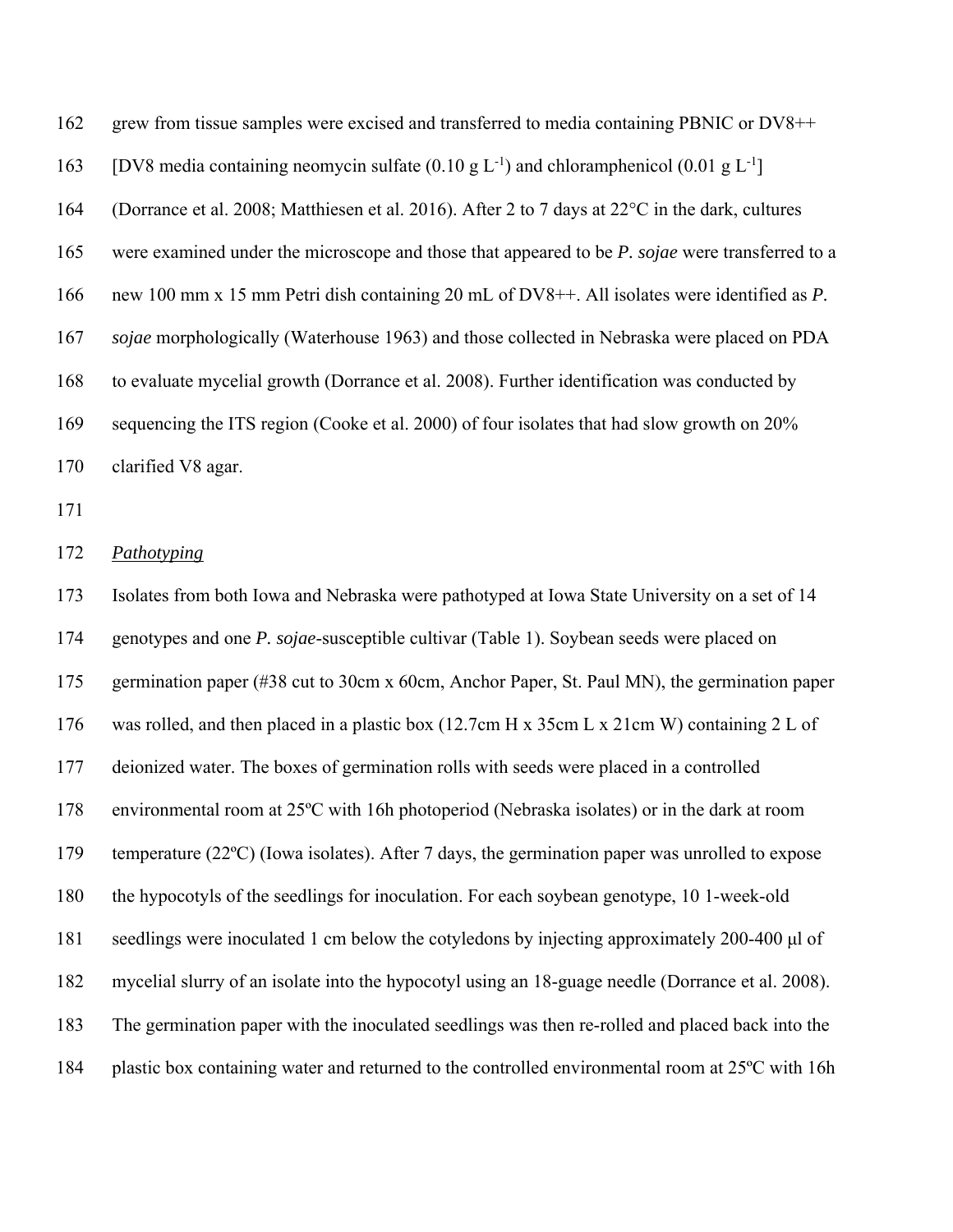grew from tissue samples were excised and transferred to media containing PBNIC or DV8++ [DV8 media containing neomycin sulfate (0.10 g $L^{-1}$) and chloramphenicol (0.01 g $L^{-1}$] (Dorrance et al. 2008; Matthiesen et al. 2016). After 2 to 7 days at 22°C in the dark, cultures were examined under the microscope and those that appeared to be *P. sojae* were transferred to a new 100 mm x 15 mm Petri dish containing 20 mL of DV8++. All isolates were identified as *P. sojae* morphologically (Waterhouse 1963) and those collected in Nebraska were placed on PDA to evaluate mycelial growth (Dorrance et al. 2008). Further identification was conducted by sequencing the ITS region (Cooke et al. 2000) of four isolates that had slow growth on 20% clarified V8 agar.

### *Pathotyping*

Isolates from both Iowa and Nebraska were pathotyped at Iowa State University on a set of 14 genotypes and one *P. sojae*-susceptible cultivar (Table 1). Soybean seeds were placed on germination paper (#38 cut to 30cm x 60cm, Anchor Paper, St. Paul MN), the germination paper was rolled, and then placed in a plastic box (12.7cm H x 35cm L x 21cm W) containing 2 L of deionized water. The boxes of germination rolls with seeds were placed in a controlled environmental room at 25ºC with 16h photoperiod (Nebraska isolates) or in the dark at room temperature (22ºC) (Iowa isolates). After 7 days, the germination paper was unrolled to expose the hypocotyls of the seedlings for inoculation. For each soybean genotype, 10 1-week-old seedlings were inoculated 1 cm below the cotyledons by injecting approximately 200-400 μl of mycelial slurry of an isolate into the hypocotyl using an 18-guage needle (Dorrance et al. 2008). The germination paper with the inoculated seedlings was then re-rolled and placed back into the plastic box containing water and returned to the controlled environmental room at 25ºC with 16h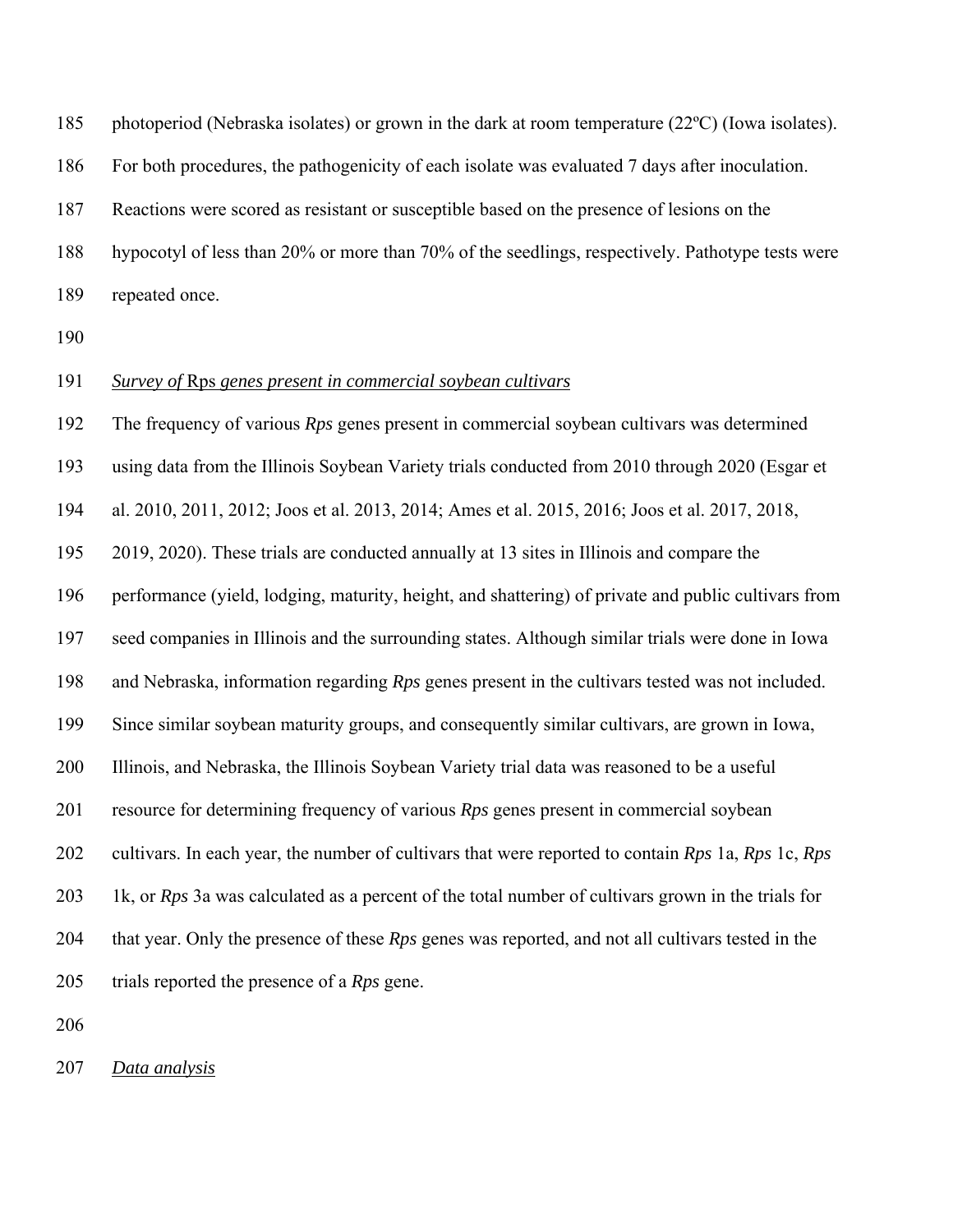photoperiod (Nebraska isolates) or grown in the dark at room temperature (22ºC) (Iowa isolates). For both procedures, the pathogenicity of each isolate was evaluated 7 days after inoculation. Reactions were scored as resistant or susceptible based on the presence of lesions on the hypocotyl of less than 20% or more than 70% of the seedlings, respectively. Pathotype tests were repeated once.

### *Survey of* Rps *genes present in commercial soybean cultivars*

The frequency of various *Rps* genes present in commercial soybean cultivars was determined using data from the Illinois Soybean Variety trials conducted from 2010 through 2020 (Esgar et al. 2010, 2011, 2012; Joos et al. 2013, 2014; Ames et al. 2015, 2016; Joos et al. 2017, 2018, 2019, 2020). These trials are conducted annually at 13 sites in Illinois and compare the performance (yield, lodging, maturity, height, and shattering) of private and public cultivars from seed companies in Illinois and the surrounding states. Although similar trials were done in Iowa and Nebraska, information regarding *Rps* genes present in the cultivars tested was not included. Since similar soybean maturity groups, and consequently similar cultivars, are grown in Iowa, Illinois, and Nebraska, the Illinois Soybean Variety trial data was reasoned to be a useful resource for determining frequency of various *Rps* genes present in commercial soybean cultivars. In each year, the number of cultivars that were reported to contain *Rps* 1a, *Rps* 1c, *Rps* 1k, or *Rps* 3a was calculated as a percent of the total number of cultivars grown in the trials for that year. Only the presence of these *Rps* genes was reported, and not all cultivars tested in the trials reported the presence of a *Rps* gene.

### *Data analysis*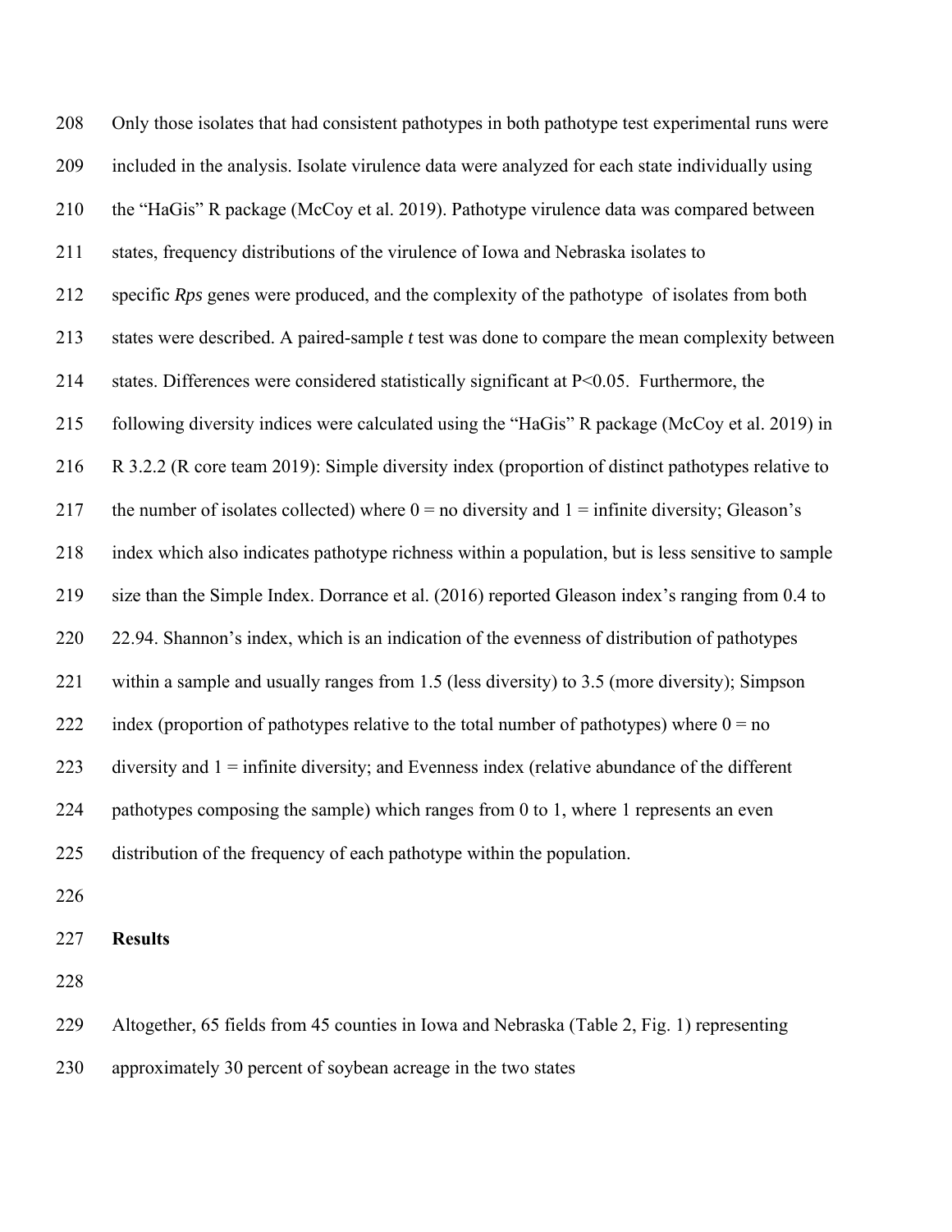Only those isolates that had consistent pathotypes in both pathotype test experimental runs were included in the analysis. Isolate virulence data were analyzed for each state individually using the "HaGis" R package (McCoy et al. 2019). Pathotype virulence data was compared between states, frequency distributions of the virulence of Iowa and Nebraska isolates to specific *Rps* genes were produced, and the complexity of the pathotype of isolates from both states were described. A paired-sample *t* test was done to compare the mean complexity between states. Differences were considered statistically significant at $P<0.05$. Furthermore, the following diversity indices were calculated using the "HaGis" R package (McCoy et al. 2019) in R 3.2.2 (R core team 2019): Simple diversity index (proportion of distinct pathotypes relative to the number of isolates collected) where 0 = no diversity and 1 = infinite diversity; Gleason's index which also indicates pathotype richness within a population, but is less sensitive to sample size than the Simple Index. Dorrance et al. (2016) reported Gleason index's ranging from 0.4 to 22.94. Shannon's index, which is an indication of the evenness of distribution of pathotypes within a sample and usually ranges from 1.5 (less diversity) to 3.5 (more diversity); Simpson index (proportion of pathotypes relative to the total number of pathotypes) where 0 = no diversity and 1 = infinite diversity; and Evenness index (relative abundance of the different pathotypes composing the sample) which ranges from 0 to 1, where 1 represents an even distribution of the frequency of each pathotype within the population.

## Results

Altogether, 65 fields from 45 counties in Iowa and Nebraska (Table 2, Fig. 1) representing approximately 30 percent of soybean acreage in the two states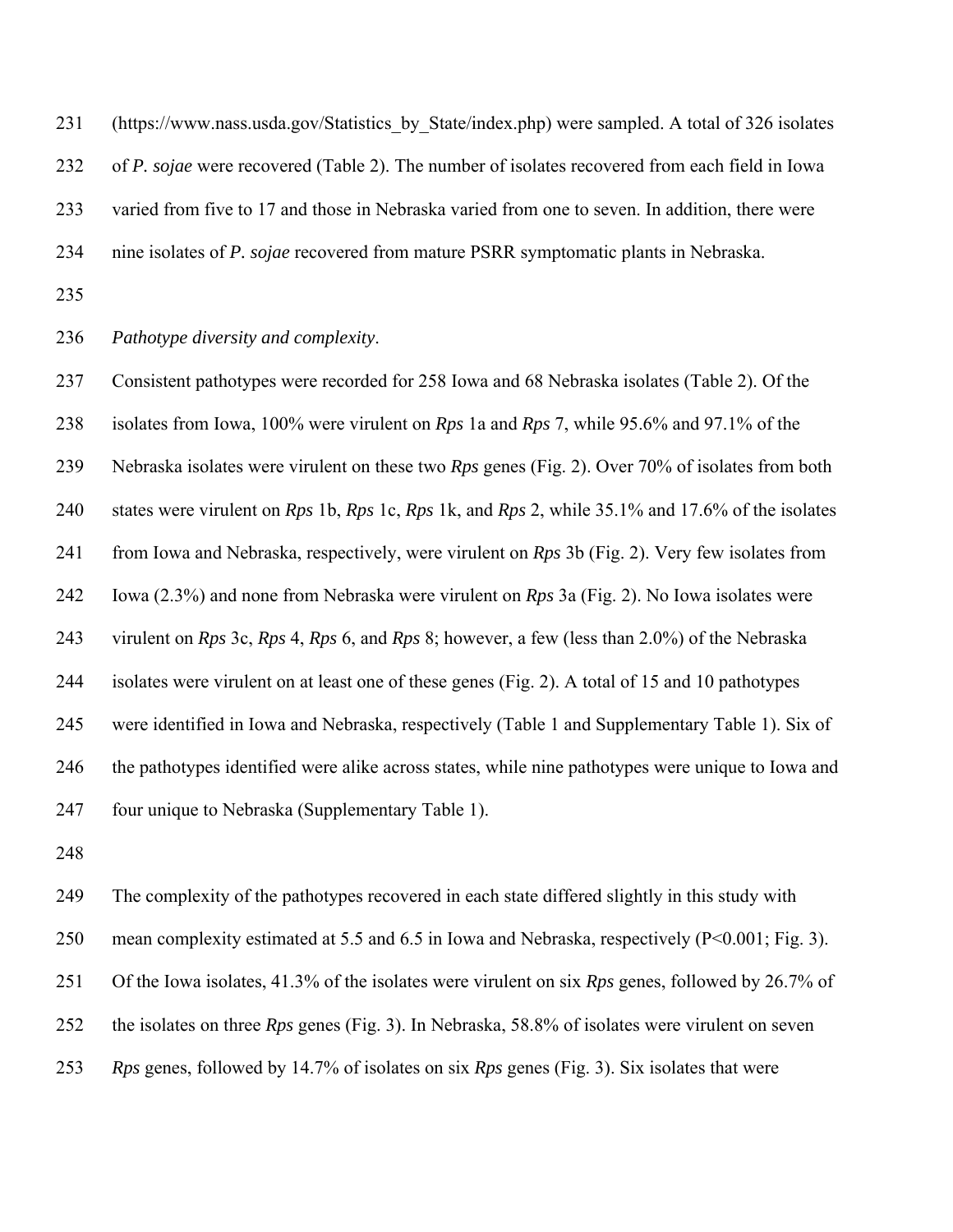(https://www.nass.usda.gov/Statistics_by_State/index.php) were sampled. A total of 326 isolates of *P. sojae* were recovered (Table 2). The number of isolates recovered from each field in Iowa varied from five to 17 and those in Nebraska varied from one to seven. In addition, there were nine isolates of *P. sojae* recovered from mature PSRR symptomatic plants in Nebraska.

*Pathotype diversity and complexity*.

Consistent pathotypes were recorded for 258 Iowa and 68 Nebraska isolates (Table 2). Of the isolates from Iowa, 100% were virulent on *Rps* 1a and *Rps* 7, while 95.6% and 97.1% of the Nebraska isolates were virulent on these two *Rps* genes (Fig. 2). Over 70% of isolates from both states were virulent on *Rps* 1b, *Rps* 1c, *Rps* 1k, and *Rps* 2, while 35.1% and 17.6% of the isolates from Iowa and Nebraska, respectively, were virulent on *Rps* 3b (Fig. 2). Very few isolates from Iowa (2.3%) and none from Nebraska were virulent on *Rps* 3a (Fig. 2). No Iowa isolates were virulent on *Rps* 3c, *Rps* 4, *Rps* 6, and *Rps* 8; however, a few (less than 2.0%) of the Nebraska isolates were virulent on at least one of these genes (Fig. 2). A total of 15 and 10 pathotypes were identified in Iowa and Nebraska, respectively (Table 1 and Supplementary Table 1). Six of the pathotypes identified were alike across states, while nine pathotypes were unique to Iowa and four unique to Nebraska (Supplementary Table 1).

The complexity of the pathotypes recovered in each state differed slightly in this study with mean complexity estimated at 5.5 and 6.5 in Iowa and Nebraska, respectively ($P<0.001$; Fig. 3). Of the Iowa isolates, 41.3% of the isolates were virulent on six *Rps* genes, followed by 26.7% of the isolates on three *Rps* genes (Fig. 3). In Nebraska, 58.8% of isolates were virulent on seven *Rps* genes, followed by 14.7% of isolates on six *Rps* genes (Fig. 3). Six isolates that were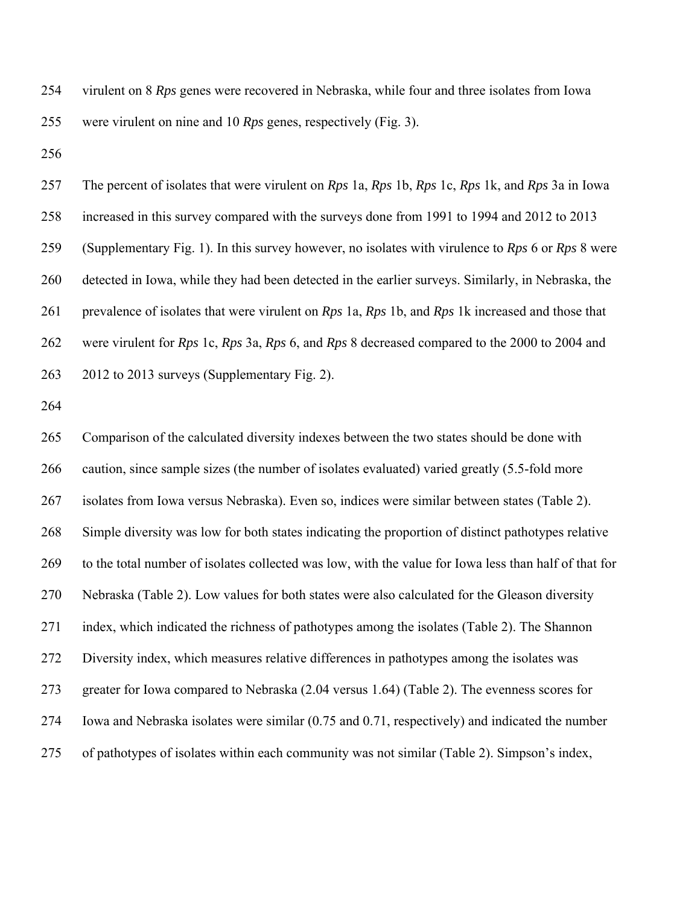virulent on 8 *Rps* genes were recovered in Nebraska, while four and three isolates from Iowa were virulent on nine and 10 *Rps* genes, respectively (Fig. 3).

The percent of isolates that were virulent on *Rps* 1a, *Rps* 1b, *Rps* 1c, *Rps* 1k, and *Rps* 3a in Iowa increased in this survey compared with the surveys done from 1991 to 1994 and 2012 to 2013 (Supplementary Fig. 1). In this survey however, no isolates with virulence to *Rps* 6 or *Rps* 8 were detected in Iowa, while they had been detected in the earlier surveys. Similarly, in Nebraska, the prevalence of isolates that were virulent on *Rps* 1a, *Rps* 1b, and *Rps* 1k increased and those that were virulent for *Rps* 1c, *Rps* 3a, *Rps* 6, and *Rps* 8 decreased compared to the 2000 to 2004 and 2012 to 2013 surveys (Supplementary Fig. 2).

Comparison of the calculated diversity indexes between the two states should be done with caution, since sample sizes (the number of isolates evaluated) varied greatly (5.5-fold more isolates from Iowa versus Nebraska). Even so, indices were similar between states (Table 2). Simple diversity was low for both states indicating the proportion of distinct pathotypes relative to the total number of isolates collected was low, with the value for Iowa less than half of that for Nebraska (Table 2). Low values for both states were also calculated for the Gleason diversity index, which indicated the richness of pathotypes among the isolates (Table 2). The Shannon Diversity index, which measures relative differences in pathotypes among the isolates was greater for Iowa compared to Nebraska (2.04 versus 1.64) (Table 2). The evenness scores for Iowa and Nebraska isolates were similar (0.75 and 0.71, respectively) and indicated the number of pathotypes of isolates within each community was not similar (Table 2). Simpson's index,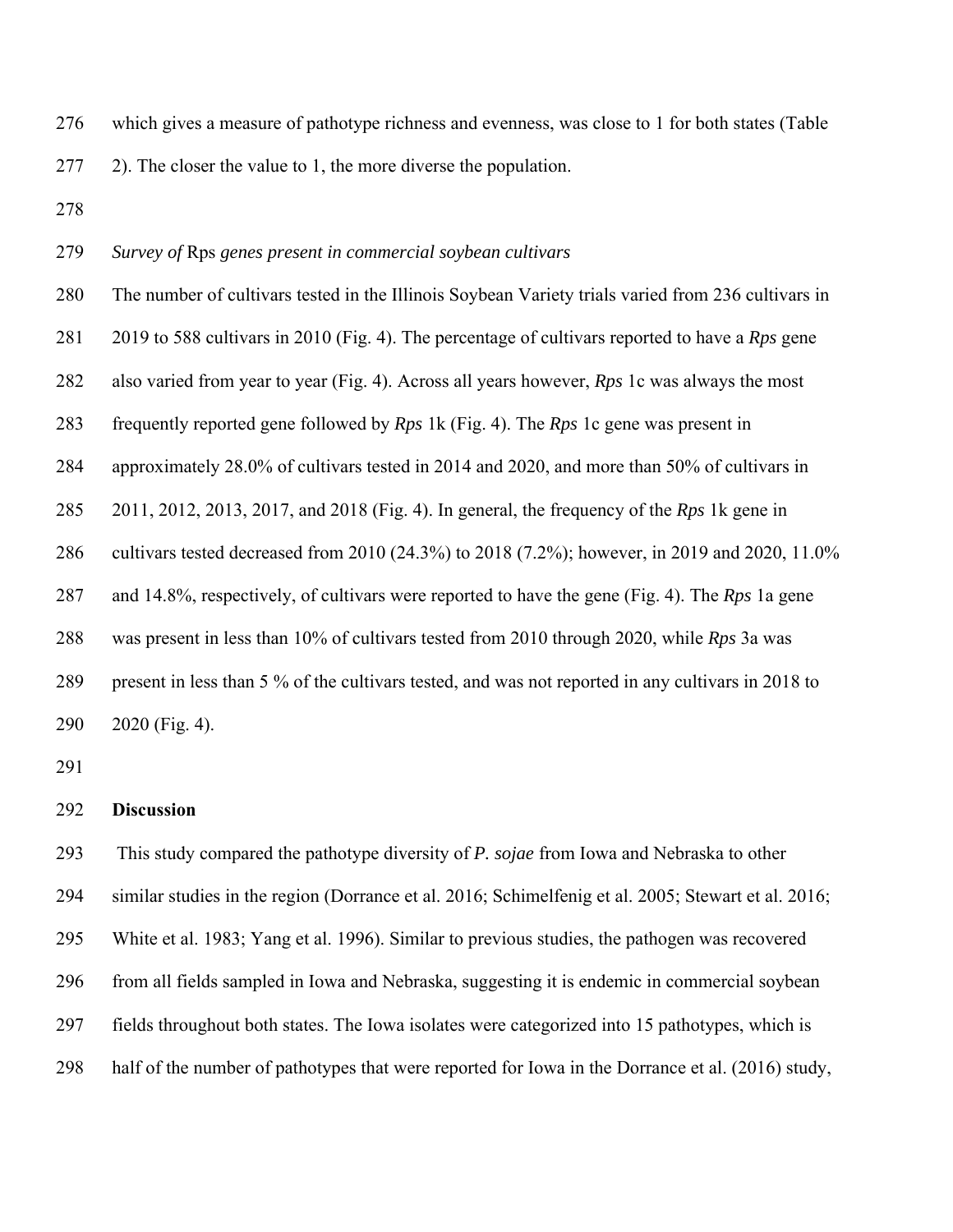which gives a measure of pathotype richness and evenness, was close to 1 for both states (Table 2). The closer the value to 1, the more diverse the population.

### *Survey of* Rps *genes present in commercial soybean cultivars*

The number of cultivars tested in the Illinois Soybean Variety trials varied from 236 cultivars in 2019 to 588 cultivars in 2010 (Fig. 4). The percentage of cultivars reported to have a *Rps* gene also varied from year to year (Fig. 4). Across all years however, *Rps* 1c was always the most frequently reported gene followed by *Rps* 1k (Fig. 4). The *Rps* 1c gene was present in approximately 28.0% of cultivars tested in 2014 and 2020, and more than 50% of cultivars in 2011, 2012, 2013, 2017, and 2018 (Fig. 4). In general, the frequency of the *Rps* 1k gene in cultivars tested decreased from 2010 (24.3%) to 2018 (7.2%); however, in 2019 and 2020, 11.0% and 14.8%, respectively, of cultivars were reported to have the gene (Fig. 4). The *Rps* 1a gene was present in less than 10% of cultivars tested from 2010 through 2020, while *Rps* 3a was present in less than 5 % of the cultivars tested, and was not reported in any cultivars in 2018 to 2020 (Fig. 4).

## Discussion

This study compared the pathotype diversity of *P. sojae* from Iowa and Nebraska to other similar studies in the region (Dorrance et al. 2016; Schimelfenig et al. 2005; Stewart et al. 2016; White et al. 1983; Yang et al. 1996). Similar to previous studies, the pathogen was recovered from all fields sampled in Iowa and Nebraska, suggesting it is endemic in commercial soybean fields throughout both states. The Iowa isolates were categorized into 15 pathotypes, which is half of the number of pathotypes that were reported for Iowa in the Dorrance et al. (2016) study,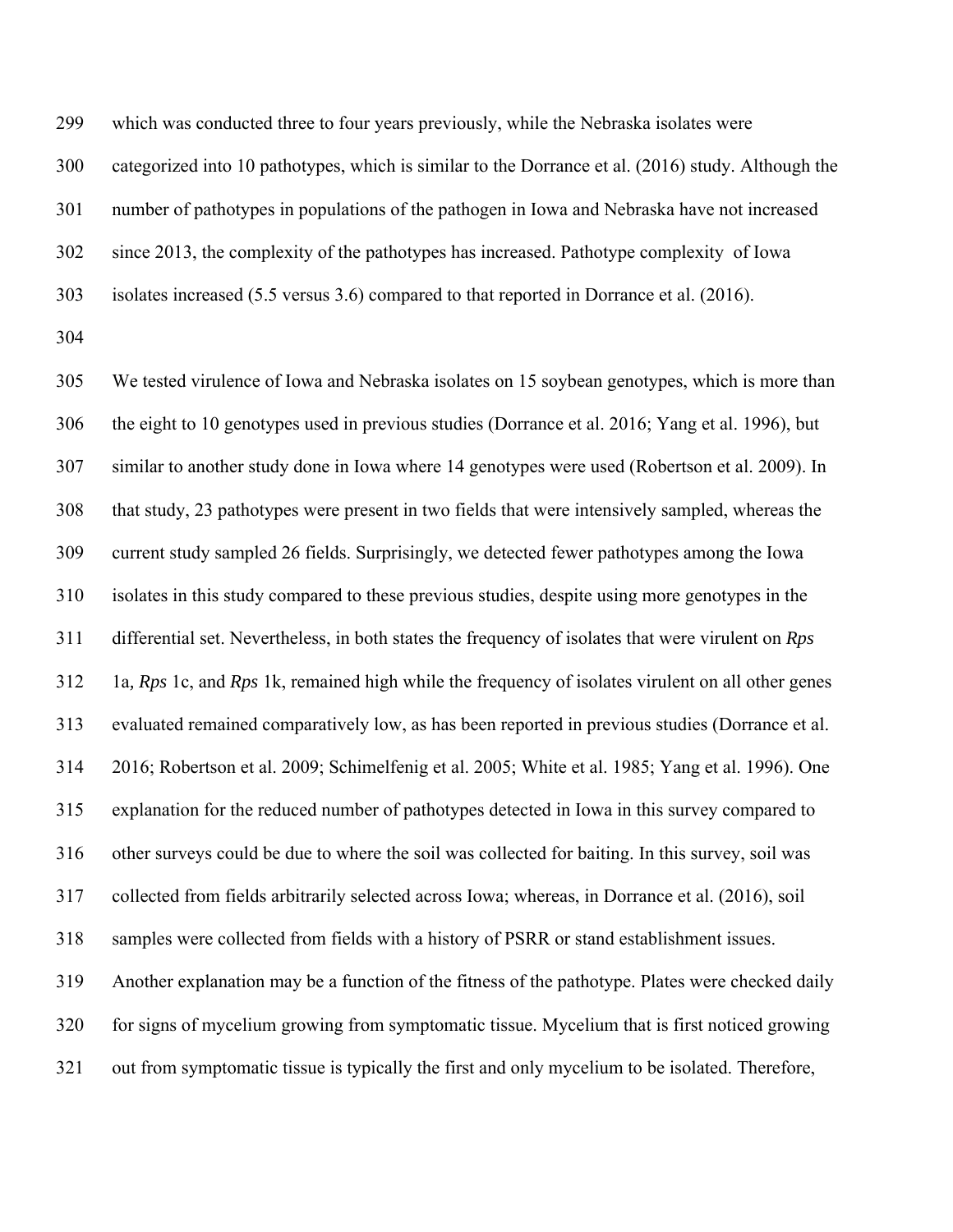which was conducted three to four years previously, while the Nebraska isolates were categorized into 10 pathotypes, which is similar to the Dorrance et al. (2016) study. Although the number of pathotypes in populations of the pathogen in Iowa and Nebraska have not increased since 2013, the complexity of the pathotypes has increased. Pathotype complexity of Iowa isolates increased (5.5 versus 3.6) compared to that reported in Dorrance et al. (2016).

We tested virulence of Iowa and Nebraska isolates on 15 soybean genotypes, which is more than the eight to 10 genotypes used in previous studies (Dorrance et al. 2016; Yang et al. 1996), but similar to another study done in Iowa where 14 genotypes were used (Robertson et al. 2009). In that study, 23 pathotypes were present in two fields that were intensively sampled, whereas the current study sampled 26 fields. Surprisingly, we detected fewer pathotypes among the Iowa isolates in this study compared to these previous studies, despite using more genotypes in the differential set. Nevertheless, in both states the frequency of isolates that were virulent on *Rps* 1a, *Rps* 1c, and *Rps* 1k, remained high while the frequency of isolates virulent on all other genes evaluated remained comparatively low, as has been reported in previous studies (Dorrance et al. 2016; Robertson et al. 2009; Schimelfenig et al. 2005; White et al. 1985; Yang et al. 1996). One explanation for the reduced number of pathotypes detected in Iowa in this survey compared to other surveys could be due to where the soil was collected for baiting. In this survey, soil was collected from fields arbitrarily selected across Iowa; whereas, in Dorrance et al. (2016), soil samples were collected from fields with a history of PSRR or stand establishment issues. Another explanation may be a function of the fitness of the pathotype. Plates were checked daily for signs of mycelium growing from symptomatic tissue. Mycelium that is first noticed growing out from symptomatic tissue is typically the first and only mycelium to be isolated. Therefore,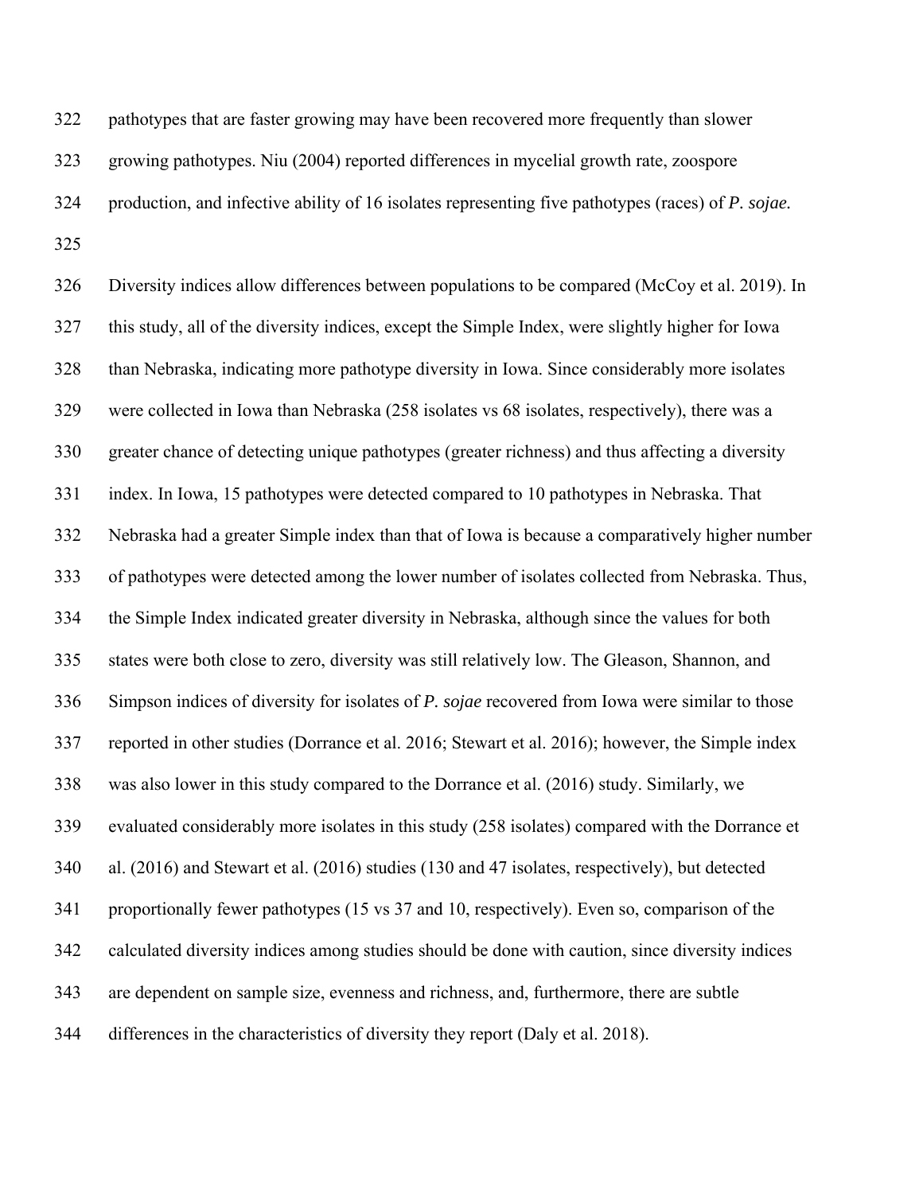pathotypes that are faster growing may have been recovered more frequently than slower growing pathotypes. Niu (2004) reported differences in mycelial growth rate, zoospore production, and infective ability of 16 isolates representing five pathotypes (races) of *P. sojae.*

Diversity indices allow differences between populations to be compared (McCoy et al. 2019). In this study, all of the diversity indices, except the Simple Index, were slightly higher for Iowa than Nebraska, indicating more pathotype diversity in Iowa. Since considerably more isolates were collected in Iowa than Nebraska (258 isolates vs 68 isolates, respectively), there was a greater chance of detecting unique pathotypes (greater richness) and thus affecting a diversity index. In Iowa, 15 pathotypes were detected compared to 10 pathotypes in Nebraska. That Nebraska had a greater Simple index than that of Iowa is because a comparatively higher number of pathotypes were detected among the lower number of isolates collected from Nebraska. Thus, the Simple Index indicated greater diversity in Nebraska, although since the values for both states were both close to zero, diversity was still relatively low. The Gleason, Shannon, and Simpson indices of diversity for isolates of *P. sojae* recovered from Iowa were similar to those reported in other studies (Dorrance et al. 2016; Stewart et al. 2016); however, the Simple index was also lower in this study compared to the Dorrance et al. (2016) study. Similarly, we evaluated considerably more isolates in this study (258 isolates) compared with the Dorrance et al. (2016) and Stewart et al. (2016) studies (130 and 47 isolates, respectively), but detected proportionally fewer pathotypes (15 vs 37 and 10, respectively). Even so, comparison of the calculated diversity indices among studies should be done with caution, since diversity indices are dependent on sample size, evenness and richness, and, furthermore, there are subtle differences in the characteristics of diversity they report (Daly et al. 2018).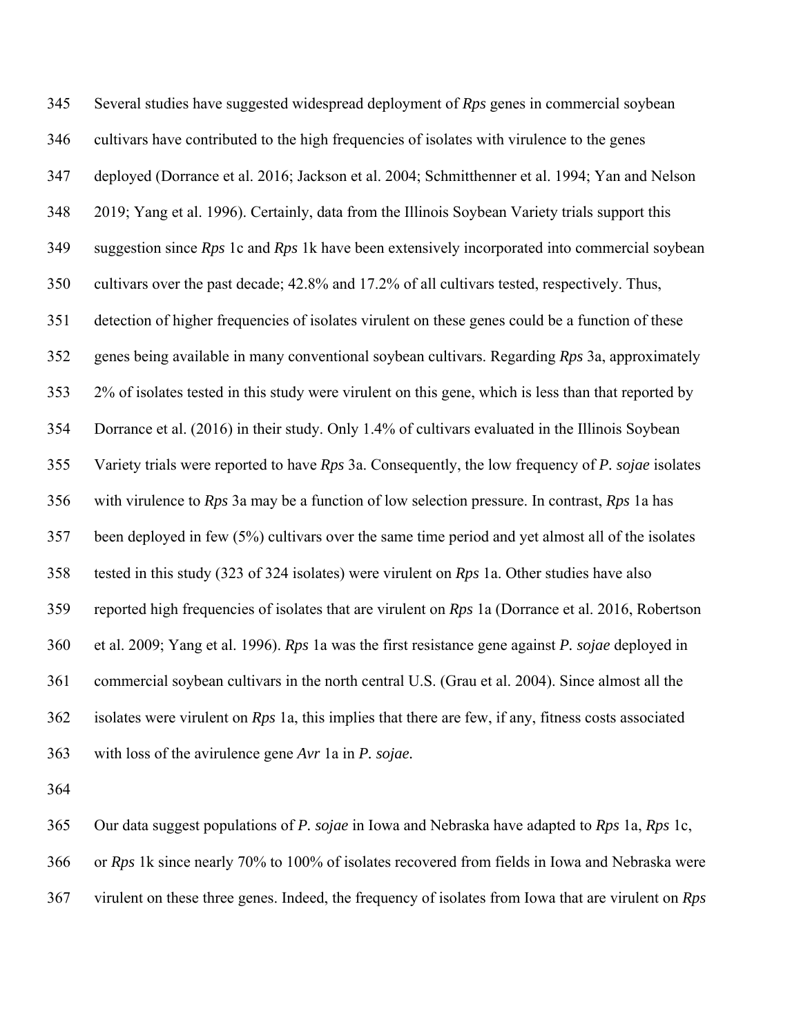Several studies have suggested widespread deployment of *Rps* genes in commercial soybean cultivars have contributed to the high frequencies of isolates with virulence to the genes deployed (Dorrance et al. 2016; Jackson et al. 2004; Schmitthenner et al. 1994; Yan and Nelson 2019; Yang et al. 1996). Certainly, data from the Illinois Soybean Variety trials support this suggestion since *Rps* 1c and *Rps* 1k have been extensively incorporated into commercial soybean cultivars over the past decade; 42.8% and 17.2% of all cultivars tested, respectively. Thus, detection of higher frequencies of isolates virulent on these genes could be a function of these genes being available in many conventional soybean cultivars. Regarding *Rps* 3a, approximately 2% of isolates tested in this study were virulent on this gene, which is less than that reported by Dorrance et al. (2016) in their study. Only 1.4% of cultivars evaluated in the Illinois Soybean Variety trials were reported to have *Rps* 3a. Consequently, the low frequency of *P. sojae* isolates with virulence to *Rps* 3a may be a function of low selection pressure. In contrast, *Rps* 1a has been deployed in few (5%) cultivars over the same time period and yet almost all of the isolates tested in this study (323 of 324 isolates) were virulent on *Rps* 1a. Other studies have also reported high frequencies of isolates that are virulent on *Rps* 1a (Dorrance et al. 2016, Robertson et al. 2009; Yang et al. 1996). *Rps* 1a was the first resistance gene against *P. sojae* deployed in commercial soybean cultivars in the north central U.S. (Grau et al. 2004). Since almost all the isolates were virulent on *Rps* 1a, this implies that there are few, if any, fitness costs associated with loss of the avirulence gene *Avr* 1a in *P. sojae.*

Our data suggest populations of *P. sojae* in Iowa and Nebraska have adapted to *Rps* 1a, *Rps* 1c, or *Rps* 1k since nearly 70% to 100% of isolates recovered from fields in Iowa and Nebraska were virulent on these three genes. Indeed, the frequency of isolates from Iowa that are virulent on *Rps*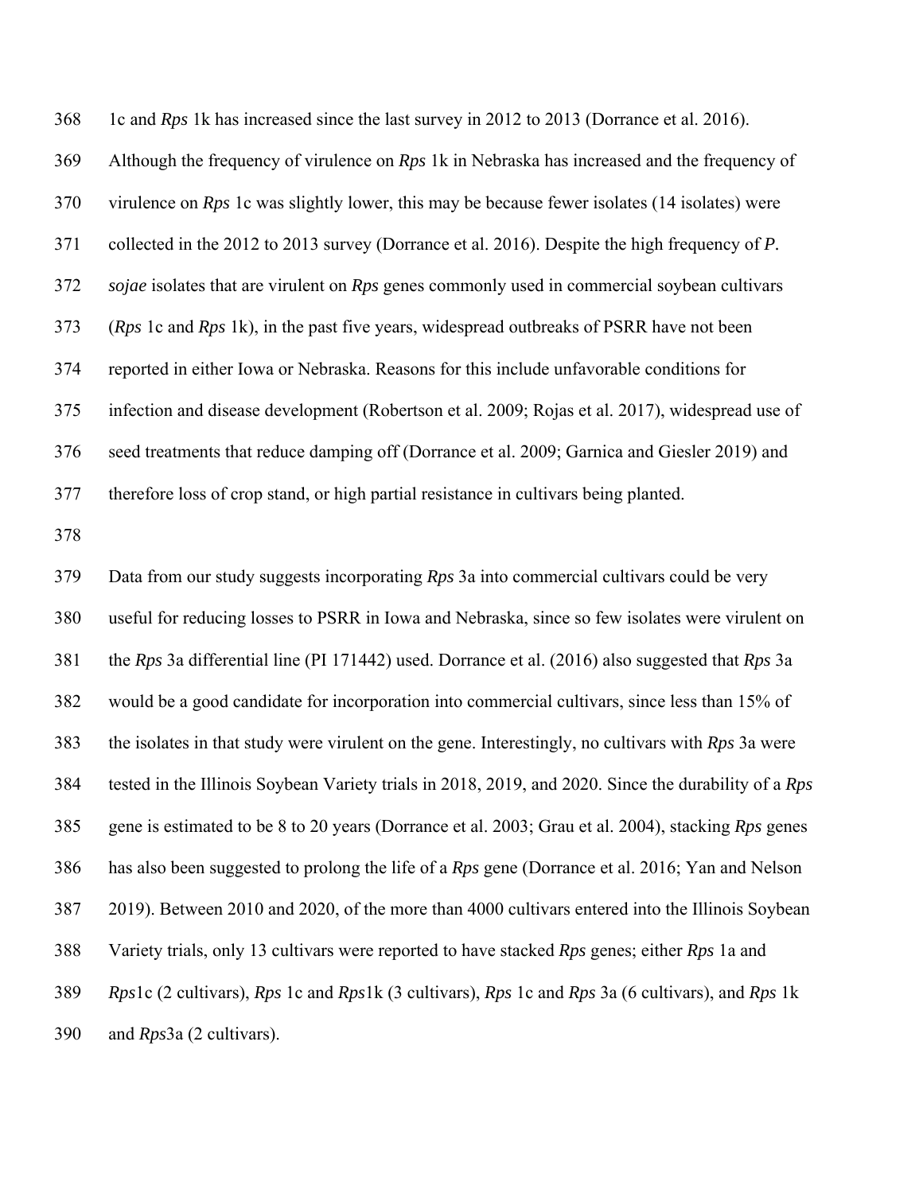1c and *Rps* 1k has increased since the last survey in 2012 to 2013 (Dorrance et al. 2016). Although the frequency of virulence on *Rps* 1k in Nebraska has increased and the frequency of virulence on *Rps* 1c was slightly lower, this may be because fewer isolates (14 isolates) were collected in the 2012 to 2013 survey (Dorrance et al. 2016). Despite the high frequency of *P. sojae* isolates that are virulent on *Rps* genes commonly used in commercial soybean cultivars (*Rps* 1c and *Rps* 1k), in the past five years, widespread outbreaks of PSRR have not been reported in either Iowa or Nebraska. Reasons for this include unfavorable conditions for infection and disease development (Robertson et al. 2009; Rojas et al. 2017), widespread use of seed treatments that reduce damping off (Dorrance et al. 2009; Garnica and Giesler 2019) and therefore loss of crop stand, or high partial resistance in cultivars being planted.

Data from our study suggests incorporating *Rps* 3a into commercial cultivars could be very useful for reducing losses to PSRR in Iowa and Nebraska, since so few isolates were virulent on the *Rps* 3a differential line (PI 171442) used. Dorrance et al. (2016) also suggested that *Rps* 3a would be a good candidate for incorporation into commercial cultivars, since less than 15% of the isolates in that study were virulent on the gene. Interestingly, no cultivars with *Rps* 3a were tested in the Illinois Soybean Variety trials in 2018, 2019, and 2020. Since the durability of a *Rps* gene is estimated to be 8 to 20 years (Dorrance et al. 2003; Grau et al. 2004), stacking *Rps* genes has also been suggested to prolong the life of a *Rps* gene (Dorrance et al. 2016; Yan and Nelson 2019). Between 2010 and 2020, of the more than 4000 cultivars entered into the Illinois Soybean Variety trials, only 13 cultivars were reported to have stacked *Rps* genes; either *Rps* 1a and *Rps*1c (2 cultivars), *Rps* 1c and *Rps*1k (3 cultivars), *Rps* 1c and *Rps* 3a (6 cultivars), and *Rps* 1k and *Rps*3a (2 cultivars).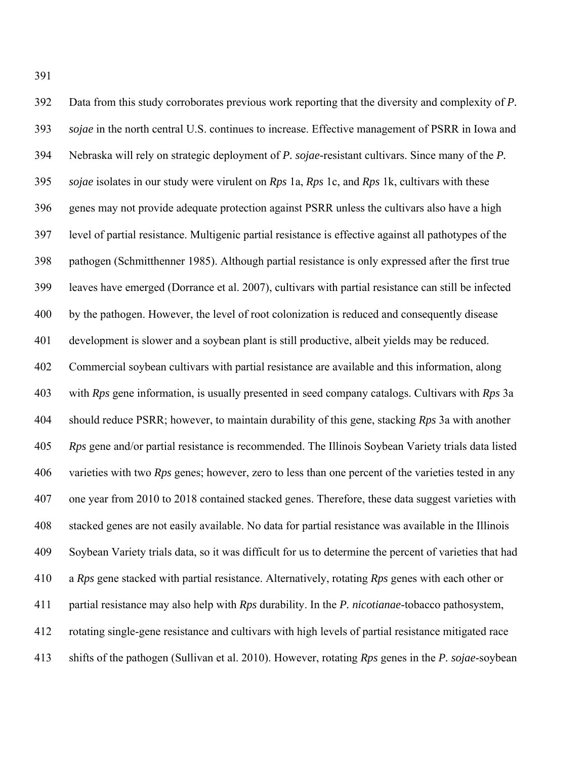Data from this study corroborates previous work reporting that the diversity and complexity of *P. sojae* in the north central U.S. continues to increase. Effective management of PSRR in Iowa and Nebraska will rely on strategic deployment of *P. sojae*-resistant cultivars. Since many of the *P. sojae* isolates in our study were virulent on *Rps* 1a, *Rps* 1c, and *Rps* 1k, cultivars with these genes may not provide adequate protection against PSRR unless the cultivars also have a high level of partial resistance. Multigenic partial resistance is effective against all pathotypes of the pathogen (Schmitthenner 1985). Although partial resistance is only expressed after the first true leaves have emerged (Dorrance et al. 2007), cultivars with partial resistance can still be infected by the pathogen. However, the level of root colonization is reduced and consequently disease development is slower and a soybean plant is still productive, albeit yields may be reduced. Commercial soybean cultivars with partial resistance are available and this information, along with *Rps* gene information, is usually presented in seed company catalogs. Cultivars with *Rps* 3a should reduce PSRR; however, to maintain durability of this gene, stacking *Rps* 3a with another *Rps* gene and/or partial resistance is recommended. The Illinois Soybean Variety trials data listed varieties with two *Rps* genes; however, zero to less than one percent of the varieties tested in any one year from 2010 to 2018 contained stacked genes. Therefore, these data suggest varieties with stacked genes are not easily available. No data for partial resistance was available in the Illinois Soybean Variety trials data, so it was difficult for us to determine the percent of varieties that had a *Rps* gene stacked with partial resistance. Alternatively, rotating *Rps* genes with each other or partial resistance may also help with *Rps* durability. In the *P. nicotianae*-tobacco pathosystem, rotating single-gene resistance and cultivars with high levels of partial resistance mitigated race shifts of the pathogen (Sullivan et al. 2010). However, rotating *Rps* genes in the *P. sojae*-soybean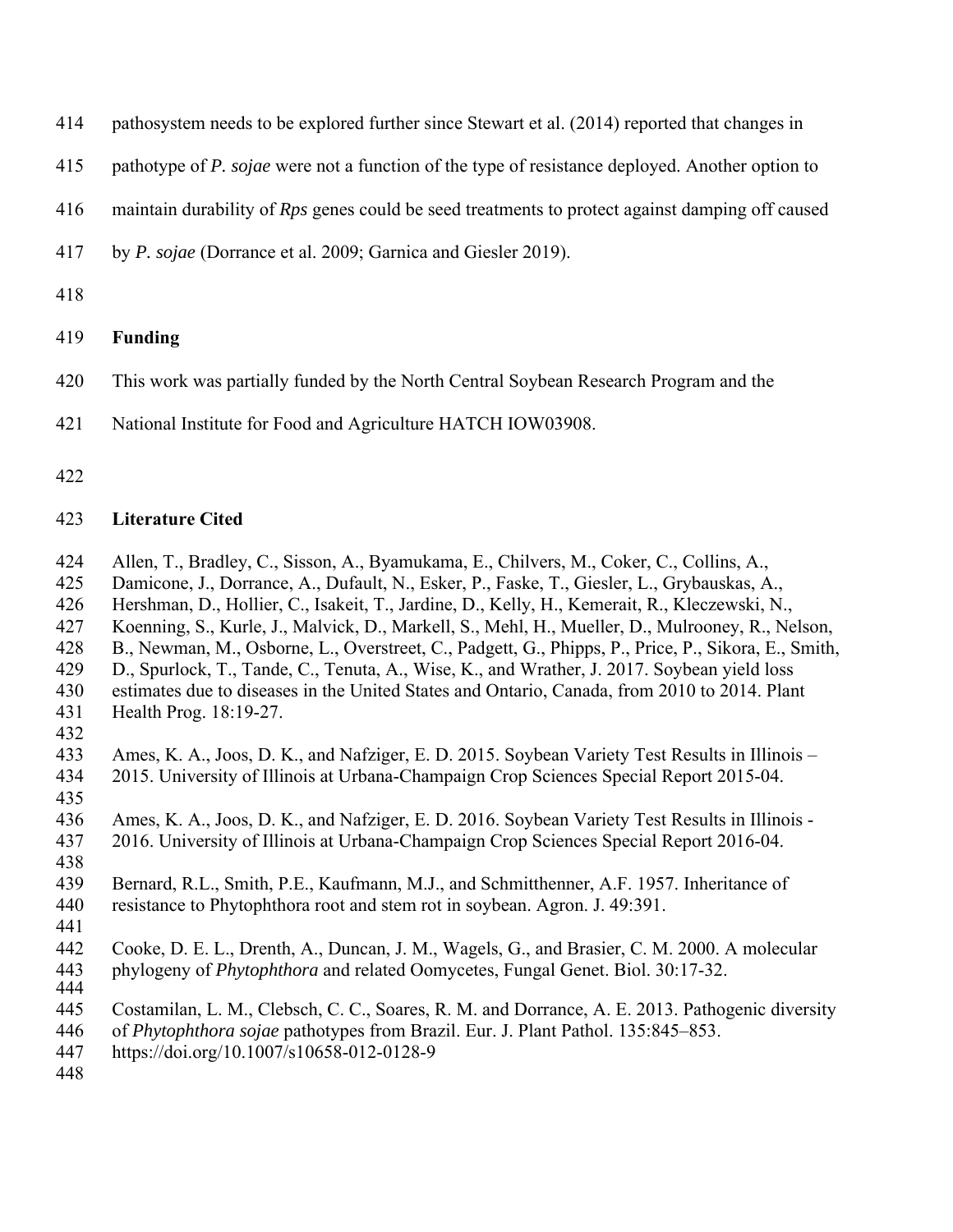pathosystem needs to be explored further since Stewart et al. (2014) reported that changes in pathotype of *P. sojae* were not a function of the type of resistance deployed. Another option to maintain durability of *Rps* genes could be seed treatments to protect against damping off caused by *P. sojae* (Dorrance et al. 2009; Garnica and Giesler 2019).

## Funding

This work was partially funded by the North Central Soybean Research Program and the National Institute for Food and Agriculture HATCH IOW03908.

## Literature Cited

Allen, T., Bradley, C., Sisson, A., Byamukama, E., Chilvers, M., Coker, C., Collins, A., Damicone, J., Dorrance, A., Dufault, N., Esker, P., Faske, T., Giesler, L., Grybauskas, A., Hershman, D., Hollier, C., Isakeit, T., Jardine, D., Kelly, H., Kemerait, R., Kleczewski, N., Koenning, S., Kurle, J., Malvick, D., Markell, S., Mehl, H., Mueller, D., Mulrooney, R., Nelson, B., Newman, M., Osborne, L., Overstreet, C., Padgett, G., Phipps, P., Price, P., Sikora, E., Smith, D., Spurlock, T., Tande, C., Tenuta, A., Wise, K., and Wrather, J. 2017. Soybean yield loss estimates due to diseases in the United States and Ontario, Canada, from 2010 to 2014. Plant Health Prog. 18:19-27.

Ames, K. A., Joos, D. K., and Nafziger, E. D. 2015. Soybean Variety Test Results in Illinois – 2015. University of Illinois at Urbana-Champaign Crop Sciences Special Report 2015-04.

Ames, K. A., Joos, D. K., and Nafziger, E. D. 2016. Soybean Variety Test Results in Illinois - 2016. University of Illinois at Urbana-Champaign Crop Sciences Special Report 2016-04.

Bernard, R.L., Smith, P.E., Kaufmann, M.J., and Schmitthenner, A.F. 1957. Inheritance of resistance to Phytophthora root and stem rot in soybean. Agron. J. 49:391.

Cooke, D. E. L., Drenth, A., Duncan, J. M., Wagels, G., and Brasier, C. M. 2000. A molecular phylogeny of *Phytophthora* and related Oomycetes, Fungal Genet. Biol. 30:17-32.

Costamilan, L. M., Clebsch, C. C., Soares, R. M. and Dorrance, A. E. 2013. Pathogenic diversity of *Phytophthora sojae* pathotypes from Brazil. Eur. J. Plant Pathol. 135:845–853. https://doi.org/10.1007/s10658-012-0128-9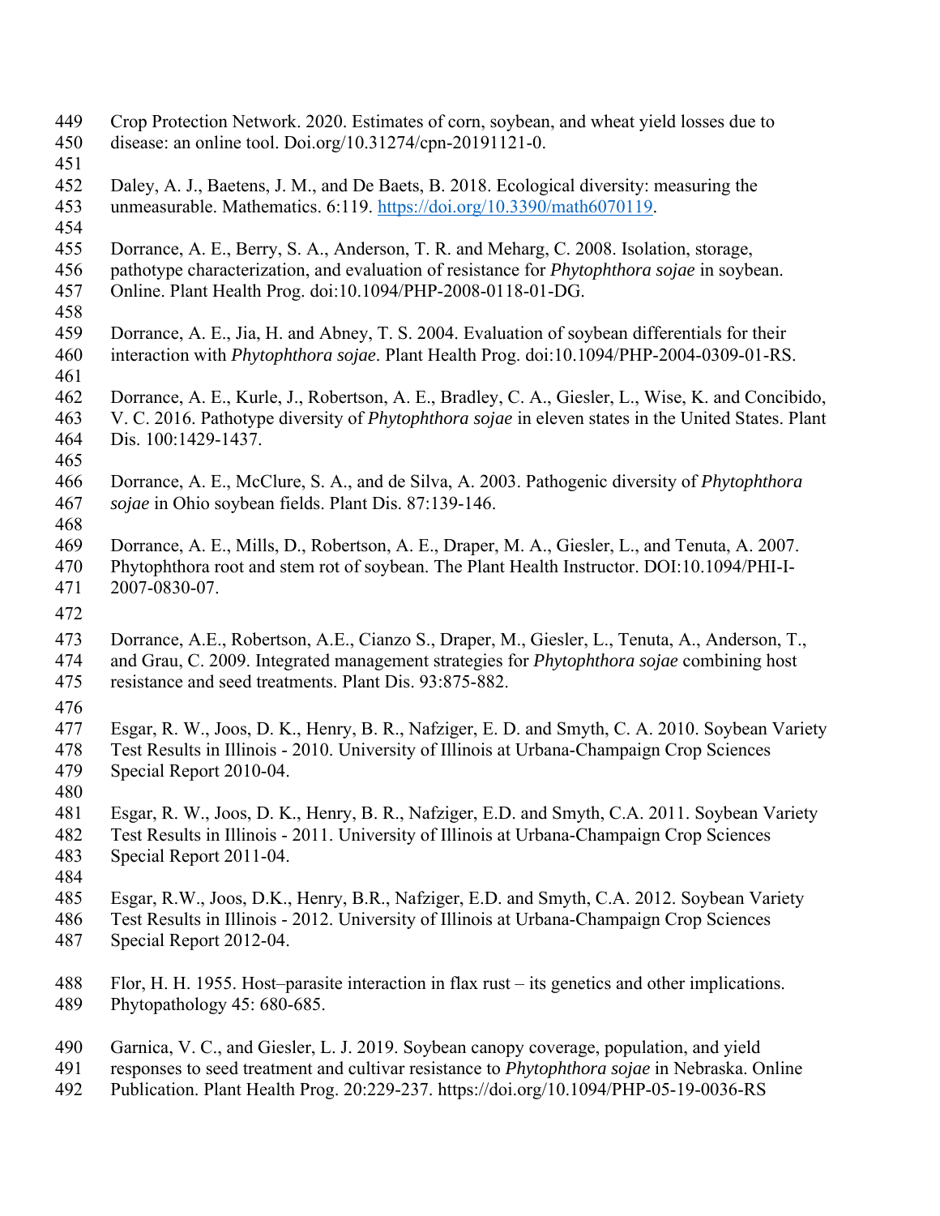Crop Protection Network. 2020. Estimates of corn, soybean, and wheat yield losses due to disease: an online tool. Doi.org/10.31274/cpn-20191121-0.

Daley, A. J., Baetens, J. M., and De Baets, B. 2018. Ecological diversity: measuring the unmeasurable. Mathematics. 6:119. https://doi.org/10.3390/math6070119.

Dorrance, A. E., Berry, S. A., Anderson, T. R. and Meharg, C. 2008. Isolation, storage, pathotype characterization, and evaluation of resistance for *Phytophthora sojae* in soybean. Online. Plant Health Prog. doi:10.1094/PHP-2008-0118-01-DG.

Dorrance, A. E., Jia, H. and Abney, T. S. 2004. Evaluation of soybean differentials for their interaction with *Phytophthora sojae*. Plant Health Prog. doi:10.1094/PHP-2004-0309-01-RS.

Dorrance, A. E., Kurle, J., Robertson, A. E., Bradley, C. A., Giesler, L., Wise, K. and Concibido, V. C. 2016. Pathotype diversity of *Phytophthora sojae* in eleven states in the United States. Plant Dis. 100:1429-1437.

Dorrance, A. E., McClure, S. A., and de Silva, A. 2003. Pathogenic diversity of *Phytophthora sojae* in Ohio soybean fields. Plant Dis. 87:139-146.

Dorrance, A. E., Mills, D., Robertson, A. E., Draper, M. A., Giesler, L., and Tenuta, A. 2007. Phytophthora root and stem rot of soybean. The Plant Health Instructor. DOI:10.1094/PHI-I-2007-0830-07.

Dorrance, A.E., Robertson, A.E., Cianzo S., Draper, M., Giesler, L., Tenuta, A., Anderson, T., and Grau, C. 2009. Integrated management strategies for *Phytophthora sojae* combining host resistance and seed treatments. Plant Dis. 93:875-882.

Esgar, R. W., Joos, D. K., Henry, B. R., Nafziger, E. D. and Smyth, C. A. 2010. Soybean Variety Test Results in Illinois - 2010. University of Illinois at Urbana-Champaign Crop Sciences Special Report 2010-04.

Esgar, R. W., Joos, D. K., Henry, B. R., Nafziger, E.D. and Smyth, C.A. 2011. Soybean Variety Test Results in Illinois - 2011. University of Illinois at Urbana-Champaign Crop Sciences Special Report 2011-04.

Esgar, R.W., Joos, D.K., Henry, B.R., Nafziger, E.D. and Smyth, C.A. 2012. Soybean Variety Test Results in Illinois - 2012. University of Illinois at Urbana-Champaign Crop Sciences Special Report 2012-04.

Flor, H. H. 1955. Host–parasite interaction in flax rust – its genetics and other implications. Phytopathology 45: 680-685.

Garnica, V. C., and Giesler, L. J. 2019. Soybean canopy coverage, population, and yield responses to seed treatment and cultivar resistance to *Phytophthora sojae* in Nebraska. Online Publication. Plant Health Prog. 20:229-237. https://doi.org/10.1094/PHP-05-19-0036-RS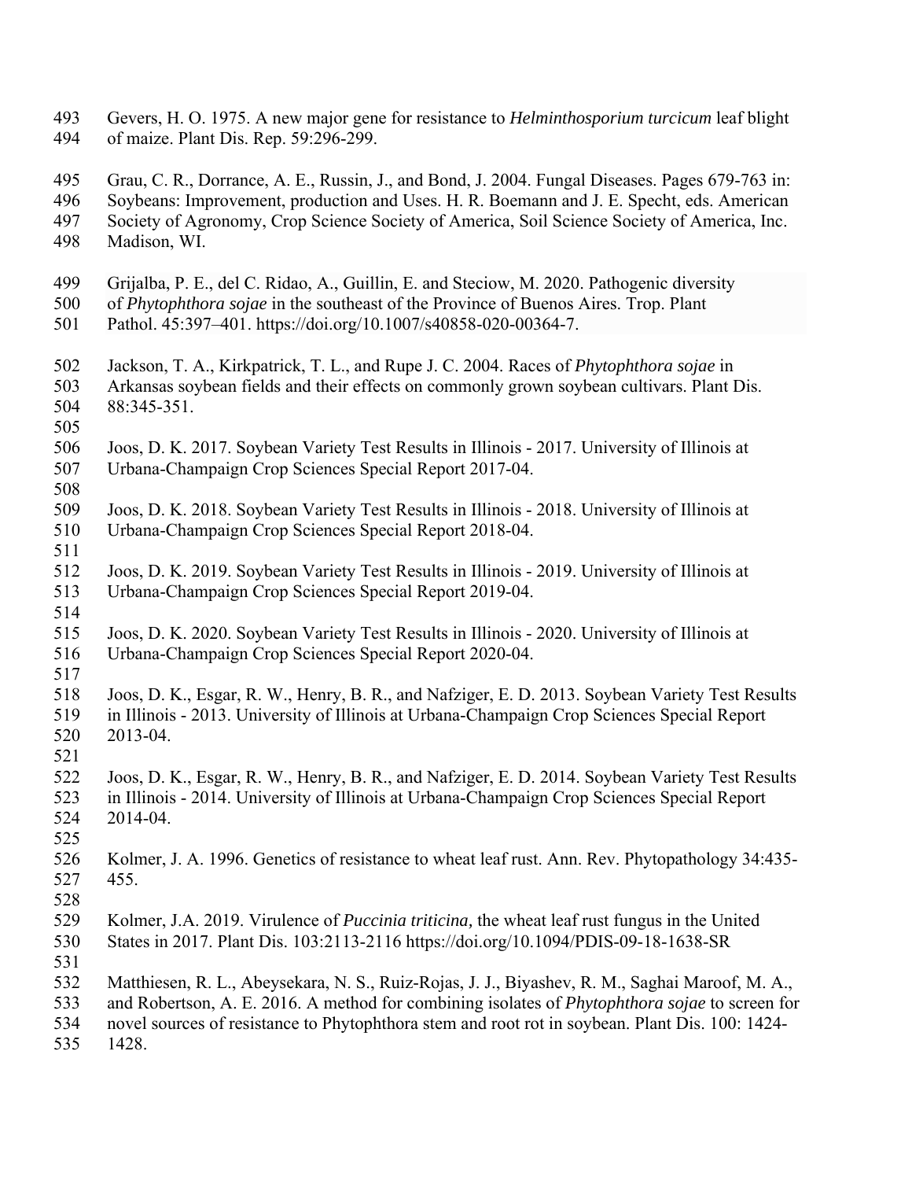Gevers, H. O. 1975. A new major gene for resistance to *Helminthosporium turcicum* leaf blight of maize. Plant Dis. Rep. 59:296-299.

Grau, C. R., Dorrance, A. E., Russin, J., and Bond, J. 2004. Fungal Diseases. Pages 679-763 in: Soybeans: Improvement, production and Uses. H. R. Boemann and J. E. Specht, eds. American Society of Agronomy, Crop Science Society of America, Soil Science Society of America, Inc. Madison, WI.

Grijalba, P. E., del C. Ridao, A., Guillin, E. and Steciow, M. 2020. Pathogenic diversity of *Phytophthora sojae* in the southeast of the Province of Buenos Aires. Trop. Plant Pathol. 45:397–401. https://doi.org/10.1007/s40858-020-00364-7.

Jackson, T. A., Kirkpatrick, T. L., and Rupe J. C. 2004. Races of *Phytophthora sojae* in Arkansas soybean fields and their effects on commonly grown soybean cultivars. Plant Dis. 88:345-351.

Joos, D. K. 2017. Soybean Variety Test Results in Illinois - 2017. University of Illinois at Urbana-Champaign Crop Sciences Special Report 2017-04.

Joos, D. K. 2018. Soybean Variety Test Results in Illinois - 2018. University of Illinois at Urbana-Champaign Crop Sciences Special Report 2018-04.

Joos, D. K. 2019. Soybean Variety Test Results in Illinois - 2019. University of Illinois at Urbana-Champaign Crop Sciences Special Report 2019-04.

Joos, D. K. 2020. Soybean Variety Test Results in Illinois - 2020. University of Illinois at Urbana-Champaign Crop Sciences Special Report 2020-04.

Joos, D. K., Esgar, R. W., Henry, B. R., and Nafziger, E. D. 2013. Soybean Variety Test Results in Illinois - 2013. University of Illinois at Urbana-Champaign Crop Sciences Special Report 2013-04.

Joos, D. K., Esgar, R. W., Henry, B. R., and Nafziger, E. D. 2014. Soybean Variety Test Results in Illinois - 2014. University of Illinois at Urbana-Champaign Crop Sciences Special Report 2014-04.

Kolmer, J. A. 1996. Genetics of resistance to wheat leaf rust. Ann. Rev. Phytopathology 34:435-455.

Kolmer, J.A. 2019. Virulence of *Puccinia triticina,* the wheat leaf rust fungus in the United States in 2017. Plant Dis. 103:2113-2116 https://doi.org/10.1094/PDIS-09-18-1638-SR

Matthiesen, R. L., Abeysekara, N. S., Ruiz-Rojas, J. J., Biyashev, R. M., Saghai Maroof, M. A., and Robertson, A. E. 2016. A method for combining isolates of *Phytophthora sojae* to screen for novel sources of resistance to Phytophthora stem and root rot in soybean. Plant Dis. 100: 1424-1428.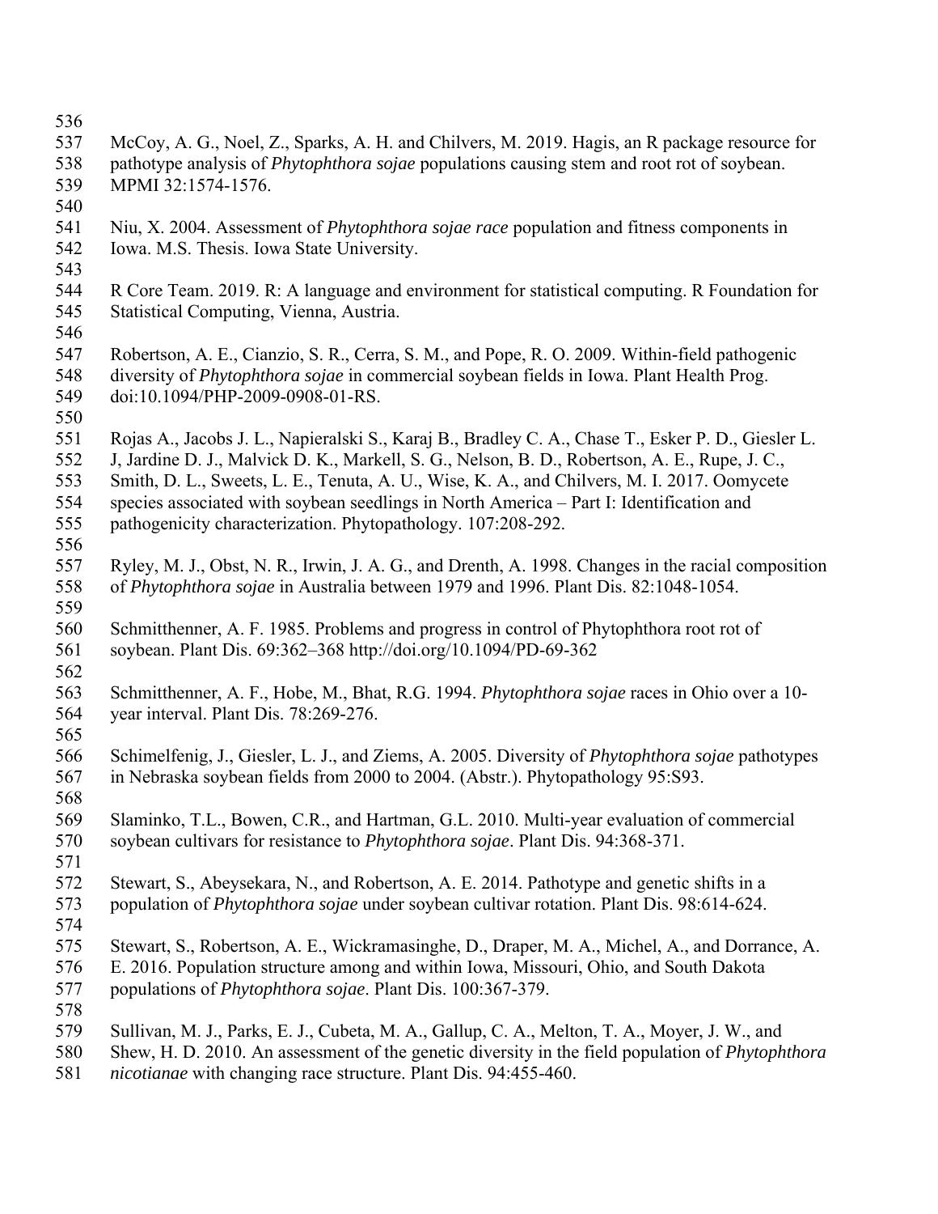McCoy, A. G., Noel, Z., Sparks, A. H. and Chilvers, M. 2019. Hagis, an R package resource for pathotype analysis of *Phytophthora sojae* populations causing stem and root rot of soybean. MPMI 32:1574-1576.

Niu, X. 2004. Assessment of *Phytophthora sojae race* population and fitness components in Iowa. M.S. Thesis. Iowa State University.

R Core Team. 2019. R: A language and environment for statistical computing. R Foundation for Statistical Computing, Vienna, Austria.

Robertson, A. E., Cianzio, S. R., Cerra, S. M., and Pope, R. O. 2009. Within-field pathogenic diversity of *Phytophthora sojae* in commercial soybean fields in Iowa. Plant Health Prog. doi:10.1094/PHP-2009-0908-01-RS.

Rojas A., Jacobs J. L., Napieralski S., Karaj B., Bradley C. A., Chase T., Esker P. D., Giesler L. J, Jardine D. J., Malvick D. K., Markell, S. G., Nelson, B. D., Robertson, A. E., Rupe, J. C., Smith, D. L., Sweets, L. E., Tenuta, A. U., Wise, K. A., and Chilvers, M. I. 2017. Oomycete species associated with soybean seedlings in North America – Part I: Identification and pathogenicity characterization. Phytopathology. 107:208-292.

Ryley, M. J., Obst, N. R., Irwin, J. A. G., and Drenth, A. 1998. Changes in the racial composition of *Phytophthora sojae* in Australia between 1979 and 1996. Plant Dis. 82:1048-1054.

Schmitthenner, A. F. 1985. Problems and progress in control of Phytophthora root rot of soybean. Plant Dis. 69:362–368 http://doi.org/10.1094/PD-69-362

Schmitthenner, A. F., Hobe, M., Bhat, R.G. 1994. *Phytophthora sojae* races in Ohio over a 10-year interval. Plant Dis. 78:269-276.

Schimelfenig, J., Giesler, L. J., and Ziems, A. 2005. Diversity of *Phytophthora sojae* pathotypes in Nebraska soybean fields from 2000 to 2004. (Abstr.). Phytopathology 95:S93.

Slaminko, T.L., Bowen, C.R., and Hartman, G.L. 2010. Multi-year evaluation of commercial soybean cultivars for resistance to *Phytophthora sojae*. Plant Dis. 94:368-371.

Stewart, S., Abeysekara, N., and Robertson, A. E. 2014. Pathotype and genetic shifts in a population of *Phytophthora sojae* under soybean cultivar rotation. Plant Dis. 98:614-624.

Stewart, S., Robertson, A. E., Wickramasinghe, D., Draper, M. A., Michel, A., and Dorrance, A. E. 2016. Population structure among and within Iowa, Missouri, Ohio, and South Dakota populations of *Phytophthora sojae*. Plant Dis. 100:367-379.

Sullivan, M. J., Parks, E. J., Cubeta, M. A., Gallup, C. A., Melton, T. A., Moyer, J. W., and Shew, H. D. 2010. An assessment of the genetic diversity in the field population of *Phytophthora nicotianae* with changing race structure. Plant Dis. 94:455-460.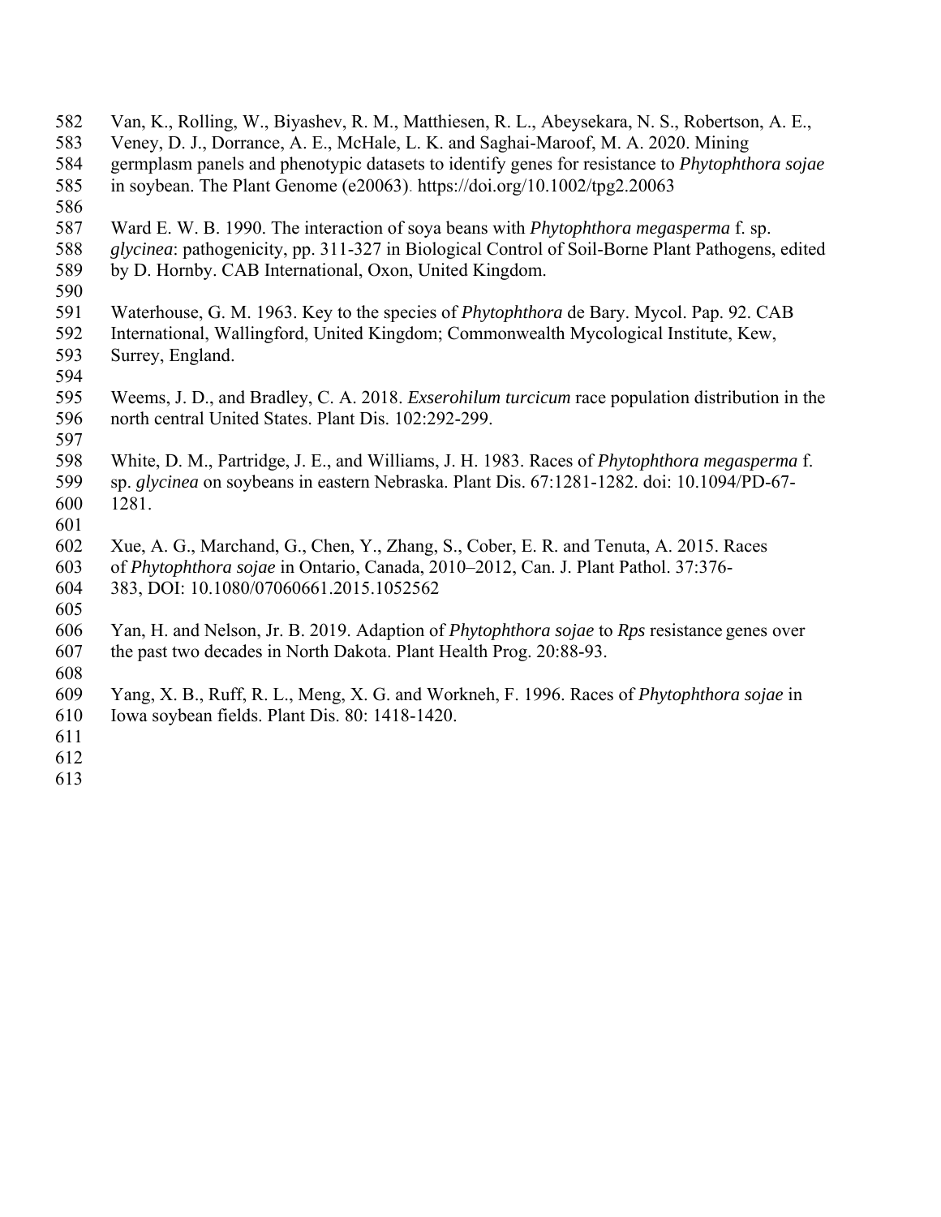Van, K., Rolling, W., Biyashev, R. M., Matthiesen, R. L., Abeysekara, N. S., Robertson, A. E., Veney, D. J., Dorrance, A. E., McHale, L. K. and Saghai-Maroof, M. A. 2020. Mining germplasm panels and phenotypic datasets to identify genes for resistance to *Phytophthora sojae* in soybean. The Plant Genome (e20063). https://doi.org/10.1002/tpg2.20063

Ward E. W. B. 1990. The interaction of soya beans with *Phytophthora megasperma* f. sp. *glycinea*: pathogenicity, pp. 311-327 in Biological Control of Soil-Borne Plant Pathogens, edited by D. Hornby. CAB International, Oxon, United Kingdom.

Waterhouse, G. M. 1963. Key to the species of *Phytophthora* de Bary. Mycol. Pap. 92. CAB International, Wallingford, United Kingdom; Commonwealth Mycological Institute, Kew, Surrey, England.

Weems, J. D., and Bradley, C. A. 2018. *Exserohilum turcicum* race population distribution in the north central United States. Plant Dis. 102:292-299.

White, D. M., Partridge, J. E., and Williams, J. H. 1983. Races of *Phytophthora megasperma* f. sp. *glycinea* on soybeans in eastern Nebraska. Plant Dis. 67:1281-1282. doi: 10.1094/PD-67-1281.

Xue, A. G., Marchand, G., Chen, Y., Zhang, S., Cober, E. R. and Tenuta, A. 2015. Races of *Phytophthora sojae* in Ontario, Canada, 2010–2012, Can. J. Plant Pathol. 37:376-383, DOI: 10.1080/07060661.2015.1052562

Yan, H. and Nelson, Jr. B. 2019. Adaption of *Phytophthora sojae* to *Rps* resistance genes over the past two decades in North Dakota. Plant Health Prog. 20:88-93.

Yang, X. B., Ruff, R. L., Meng, X. G. and Workneh, F. 1996. Races of *Phytophthora sojae* in Iowa soybean fields. Plant Dis. 80: 1418-1420.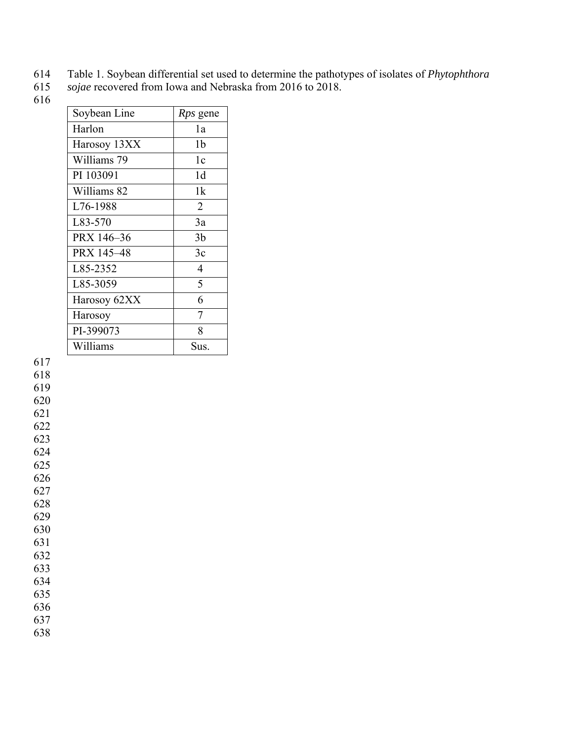Table 1. Soybean differential set used to determine the pathotypes of isolates of *Phytophthora sojae* recovered from Iowa and Nebraska from 2016 to 2018.

| Soybean Line | *Rps* gene |
|---|---|
| Harlon | 1a |
| Harosoy 13XX | 1b |
| Williams 79 | 1c |
| PI 103091 | 1d |
| Williams 82 | 1k |
| L76-1988 | 2 |
| L83-570 | 3a |
| PRX 146–36 | 3b |
| PRX 145–48 | 3c |
| L85-2352 | 4 |
| L85-3059 | 5 |
| Harosoy 62XX | 6 |
| Harosoy | 7 |
| PI-399073 | 8 |
| Williams | Sus. |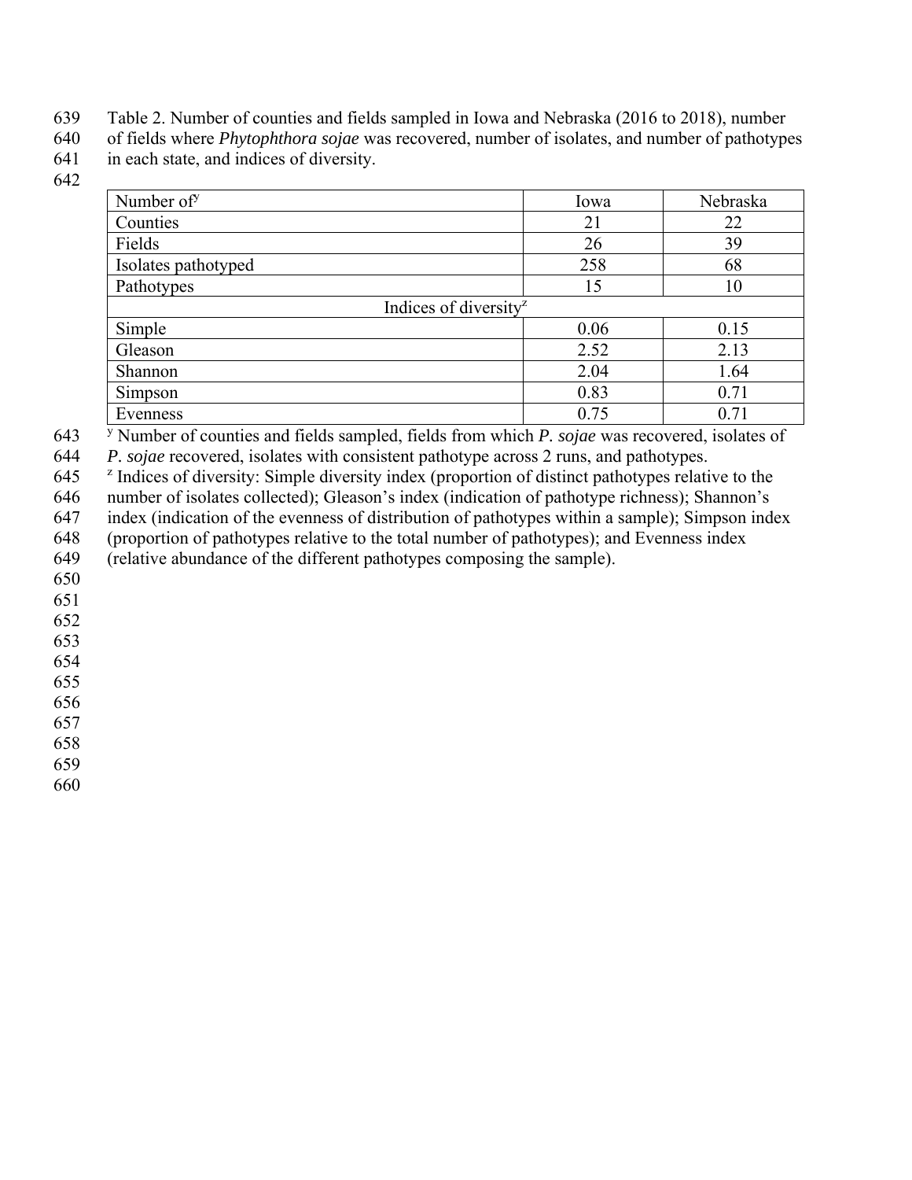Table 2. Number of counties and fields sampled in Iowa and Nebraska (2016 to 2018), number of fields where *Phytophthora sojae* was recovered, number of isolates, and number of pathotypes in each state, and indices of diversity.

| Number of[y] | Iowa | Nebraska |
|---|---|---|
| Counties | 21 | 22 |
| Fields | 26 | 39 |
| Isolates pathotyped | 258 | 68 |
| Pathotypes | 15 | 10 |
| Indices of diversity[z] | | |
| Simple | 0.06 | 0.15 |
| Gleason | 2.52 | 2.13 |
| Shannon | 2.04 | 1.64 |
| Simpson | 0.83 | 0.71 |
| Evenness | 0.75 | 0.71 |

[y] Number of counties and fields sampled, fields from which *P. sojae* was recovered, isolates of *P. sojae* recovered, isolates with consistent pathotype across 2 runs, and pathotypes.

[z] Indices of diversity: Simple diversity index (proportion of distinct pathotypes relative to the number of isolates collected); Gleason's index (indication of pathotype richness); Shannon's index (indication of the evenness of distribution of pathotypes within a sample); Simpson index (proportion of pathotypes relative to the total number of pathotypes); and Evenness index (relative abundance of the different pathotypes composing the sample).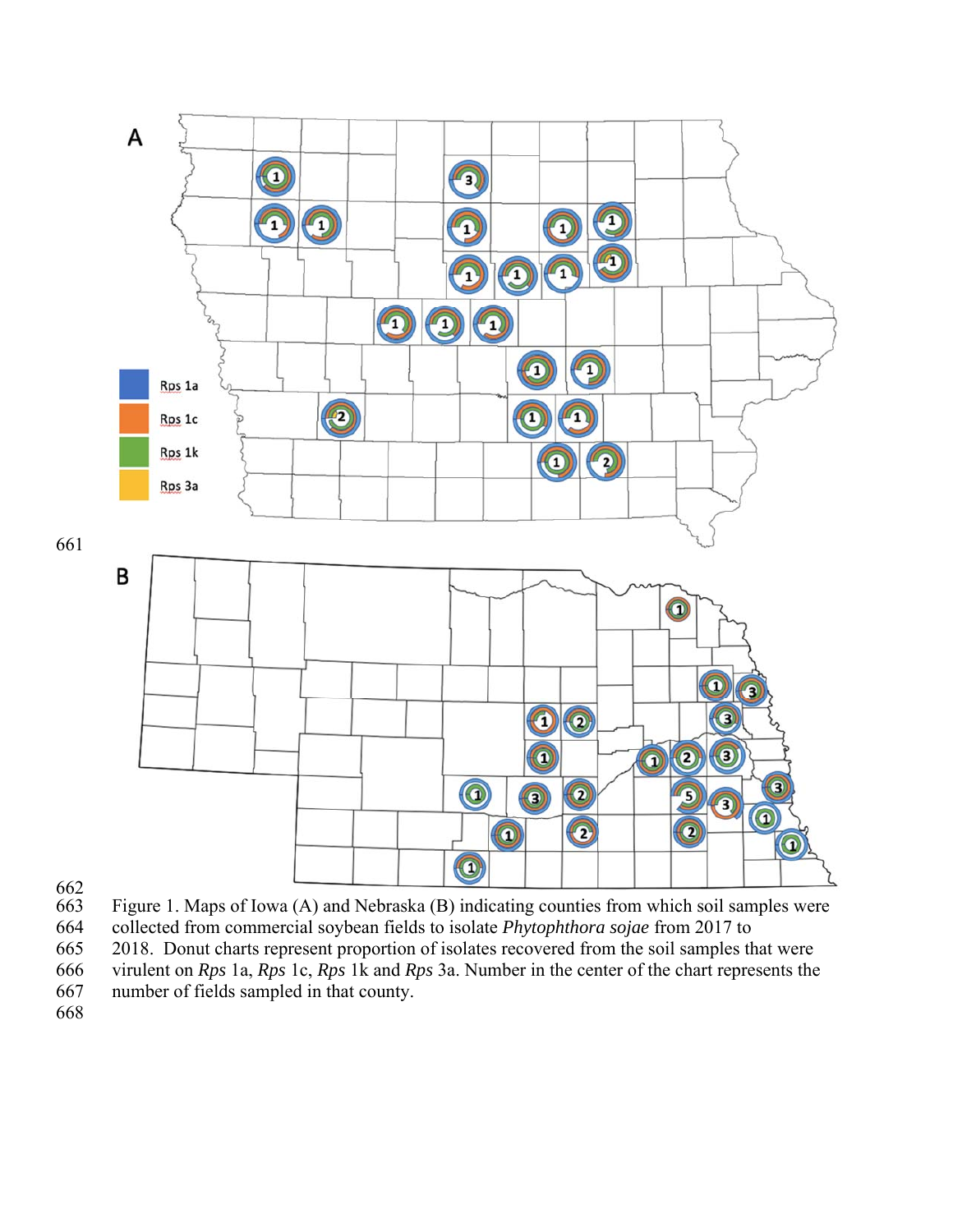Figure 1. Maps of Iowa (A) and Nebraska (B) indicating counties from which soil samples were collected from commercial soybean fields to isolate *Phytophthora sojae* from 2017 to 2018. Donut charts represent proportion of isolates recovered from the soil samples that were virulent on *Rps* 1a, *Rps* 1c, *Rps* 1k and *Rps* 3a. Number in the center of the chart represents the number of fields sampled in that county.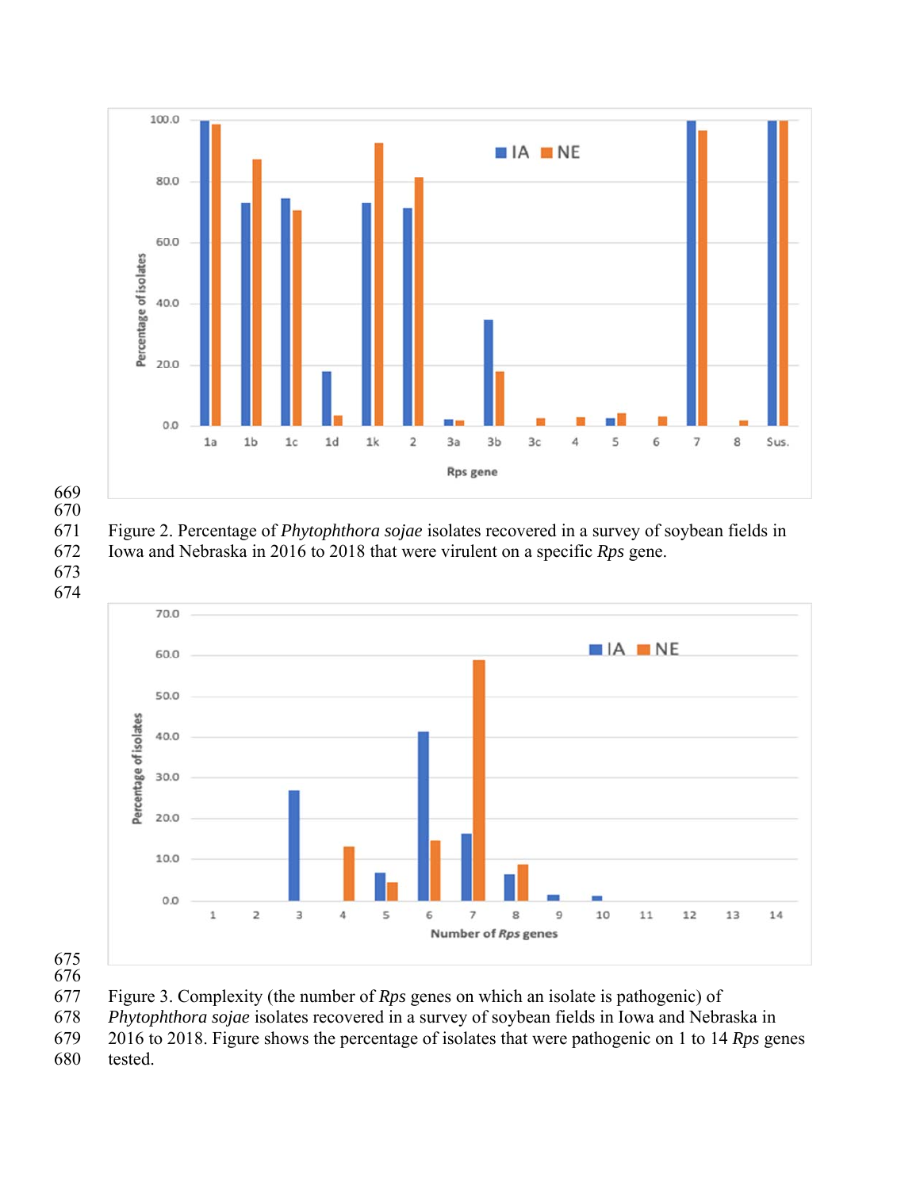Figure 2. Percentage of *Phytophthora sojae* isolates recovered in a survey of soybean fields in Iowa and Nebraska in 2016 to 2018 that were virulent on a specific *Rps* gene.

Figure 3. Complexity (the number of *Rps* genes on which an isolate is pathogenic) of *Phytophthora sojae* isolates recovered in a survey of soybean fields in Iowa and Nebraska in 2016 to 2018. Figure shows the percentage of isolates that were pathogenic on 1 to 14 *Rps* genes tested.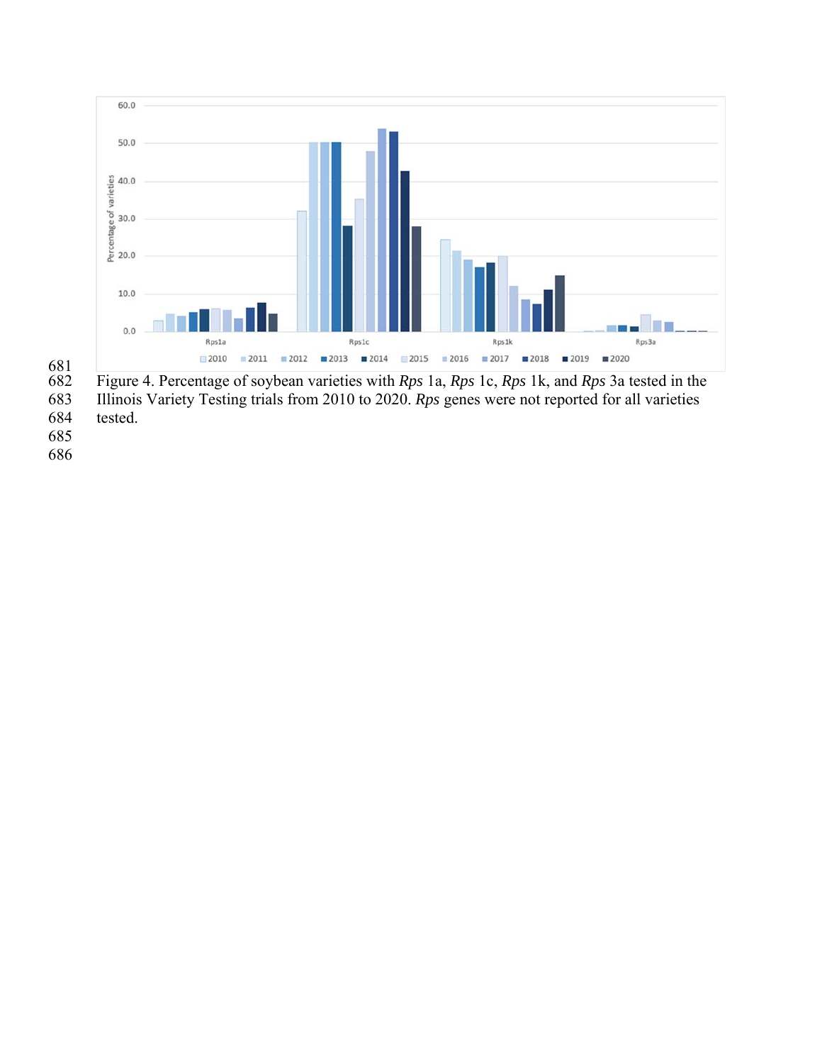Figure 4. Percentage of soybean varieties with *Rps* 1a, *Rps* 1c, *Rps* 1k, and *Rps* 3a tested in the Illinois Variety Testing trials from 2010 to 2020. *Rps* genes were not reported for all varieties tested.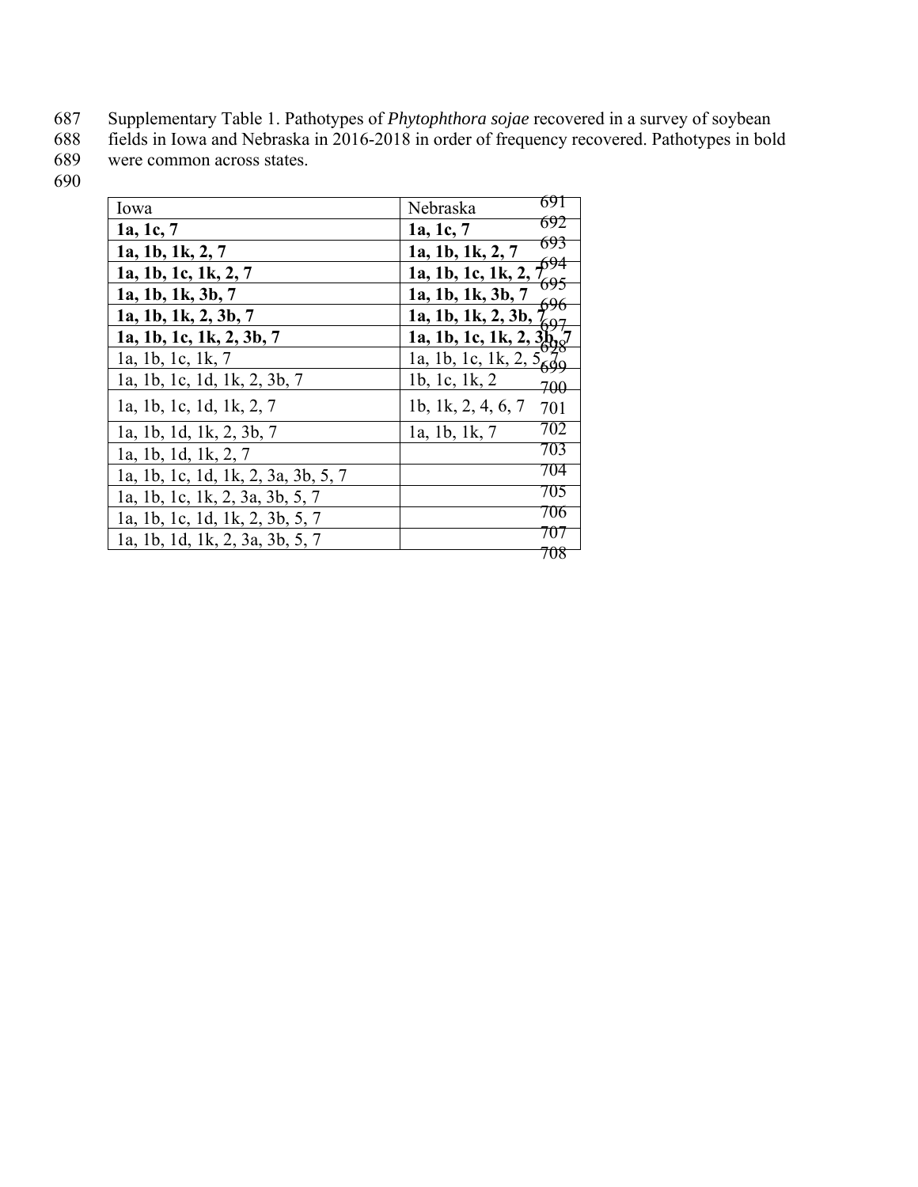Supplementary Table 1. Pathotypes of *Phytophthora sojae* recovered in a survey of soybean fields in Iowa and Nebraska in 2016-2018 in order of frequency recovered. Pathotypes in bold were common across states.

| Iowa | Nebraska |
|---|---|
| **1a, 1c, 7** | **1a, 1c, 7** |
| **1a, 1b, 1k, 2, 7** | **1a, 1b, 1k, 2, 7** |
| **1a, 1b, 1c, 1k, 2, 7** | **1a, 1b, 1c, 1k, 2, 7** |
| **1a, 1b, 1k, 3b, 7** | **1a, 1b, 1k, 3b, 7** |
| **1a, 1b, 1k, 2, 3b, 7** | **1a, 1b, 1k, 2, 3b, 7** |
| **1a, 1b, 1c, 1k, 2, 3b, 7** | **1a, 1b, 1c, 1k, 2, 3b, 7** |
| 1a, 1b, 1c, 1k, 7 | 1a, 1b, 1c, 1k, 2, 5, 7 |
| 1a, 1b, 1c, 1d, 1k, 2, 3b, 7 | 1b, 1c, 1k, 2 |
| 1a, 1b, 1c, 1d, 1k, 2, 7 | 1b, 1k, 2, 4, 6, 7 |
| 1a, 1b, 1d, 1k, 2, 3b, 7 | 1a, 1b, 1k, 7 |
| 1a, 1b, 1d, 1k, 2, 7 | |
| 1a, 1b, 1c, 1d, 1k, 2, 3a, 3b, 5, 7 | |
| 1a, 1b, 1c, 1k, 2, 3a, 3b, 5, 7 | |
| 1a, 1b, 1c, 1d, 1k, 2, 3b, 5, 7 | |
| 1a, 1b, 1d, 1k, 2, 3a, 3b, 5, 7 | |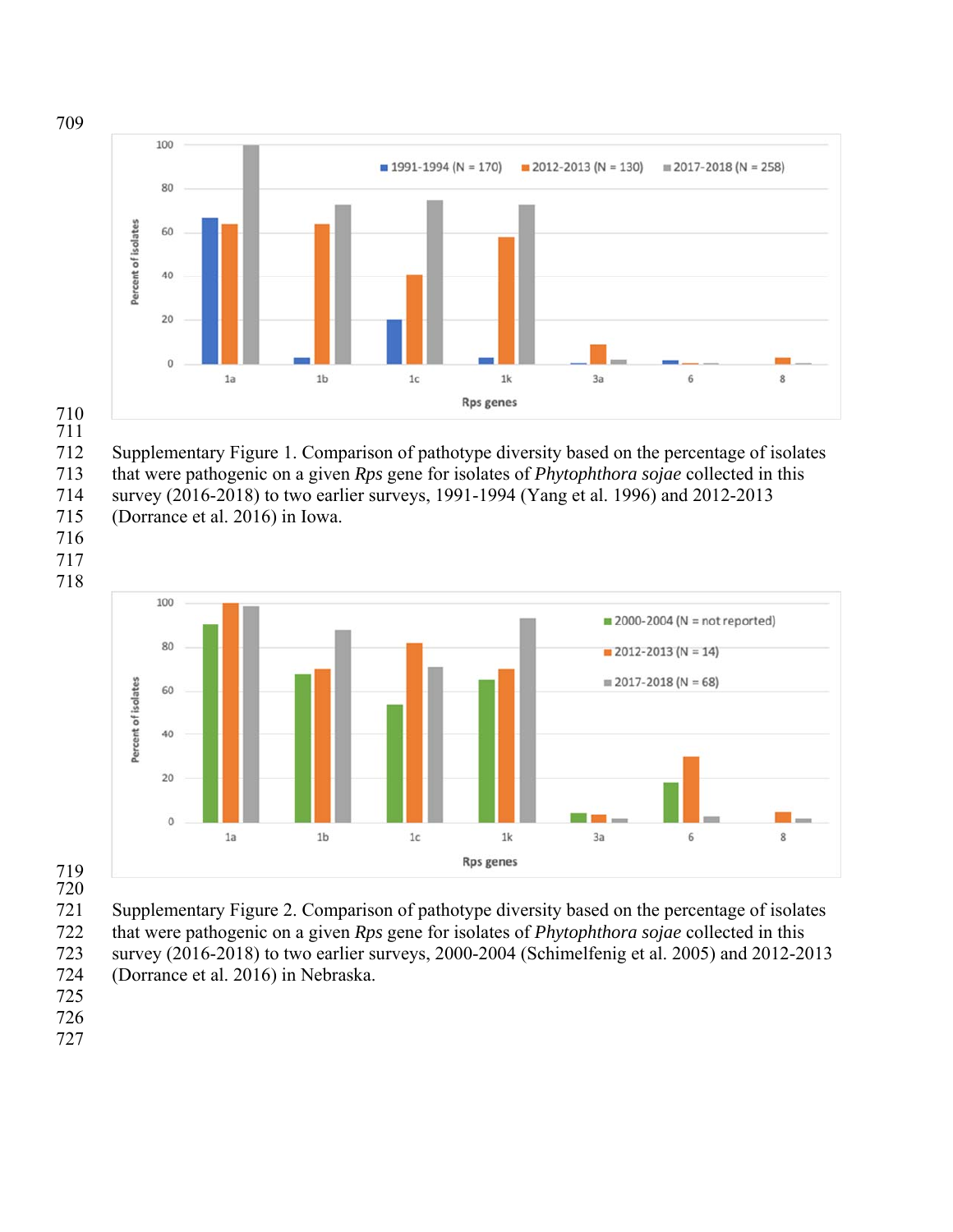100
80
60
40
20
0

Percent of isolates

1991-1994 (N = 170)
2012-2013 (N = 130)
2017-2018 (N = 258)

1a 1b 1c 1k 3a 6 8

Rps genes

Supplementary Figure 1. Comparison of pathotype diversity based on the percentage of isolates that were pathogenic on a given *Rps* gene for isolates of *Phytophthora sojae* collected in this survey (2016-2018) to two earlier surveys, 1991-1994 (Yang et al. 1996) and 2012-2013 (Dorrance et al. 2016) in Iowa.

100
80
60
40
20
0

Percent of isolates

2000-2004 (N = not reported)
2012-2013 (N = 14)
2017-2018 (N = 68)

1a 1b 1c 1k 3a 6 8

Rps genes

Supplementary Figure 2. Comparison of pathotype diversity based on the percentage of isolates that were pathogenic on a given *Rps* gene for isolates of *Phytophthora sojae* collected in this survey (2016-2018) to two earlier surveys, 2000-2004 (Schimelfenig et al. 2005) and 2012-2013 (Dorrance et al. 2016) in Nebraska.